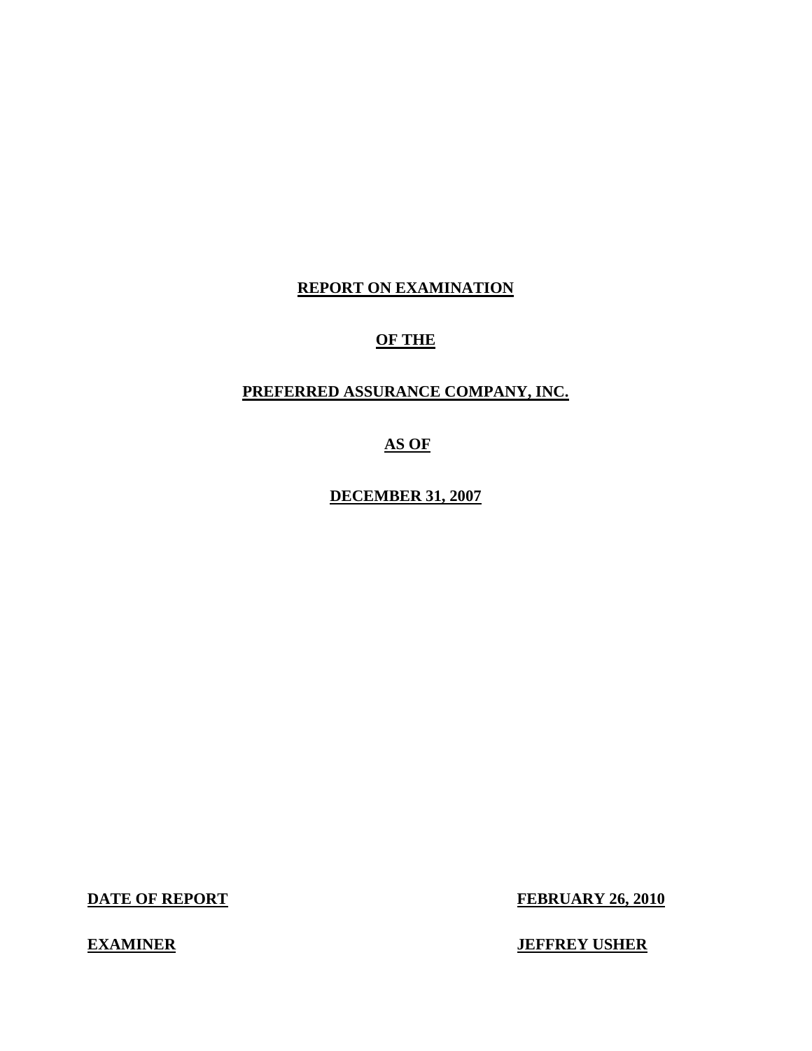**REPORT ON EXAMINATION**

**OF THE**

**PREFERRED ASSURANCE COMPANY, INC.**

**AS OF**

**DECEMBER 31, 2007**

| | |
|---|---|
| **DATE OF REPORT** | **FEBRUARY 26, 2010** |
| **EXAMINER** | **JEFFREY USHER** |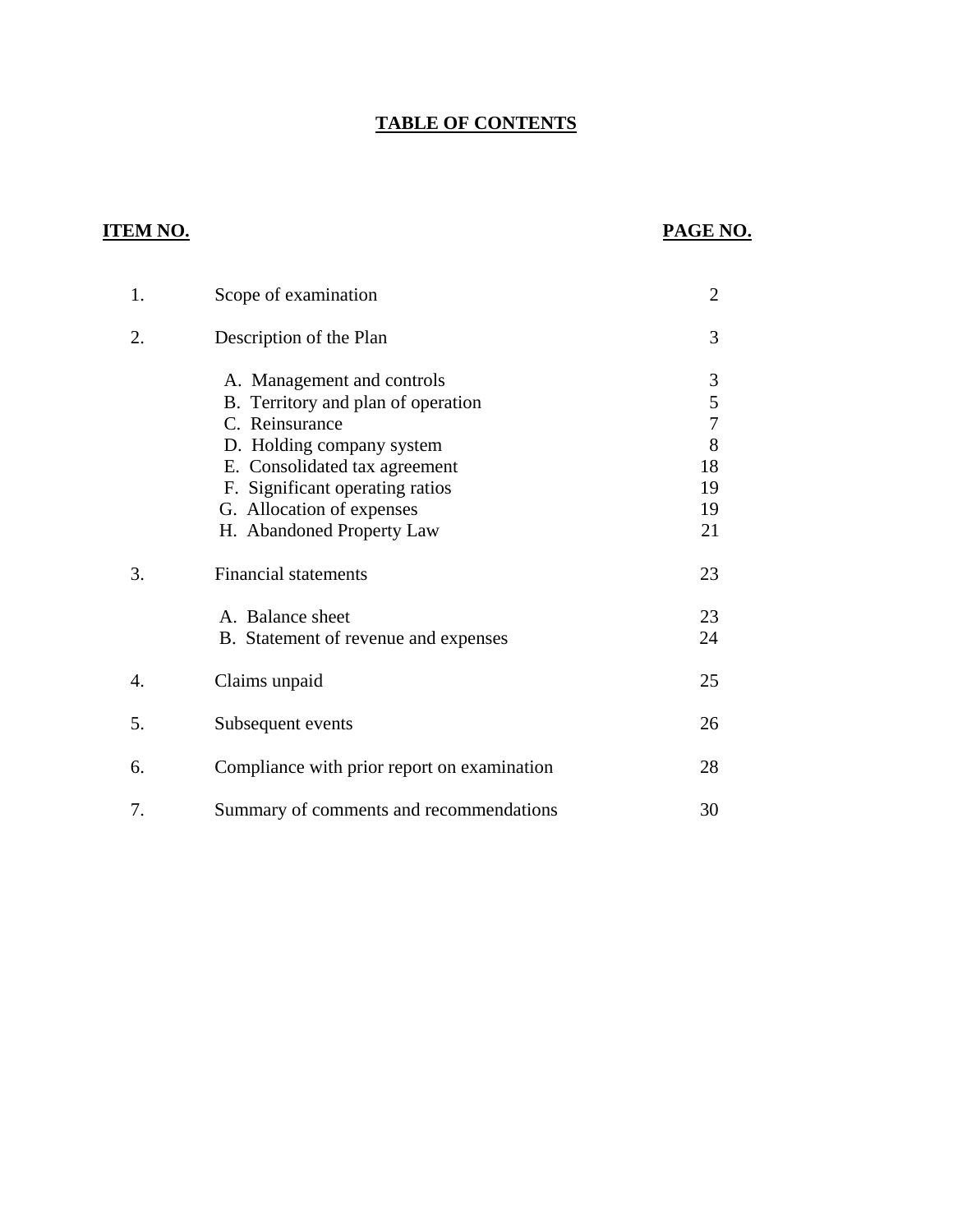# TABLE OF CONTENTS

| ITEM NO. | | PAGE NO. |
|---|---|---|
| 1. | Scope of examination | 2 |
| 2. | Description of the Plan | 3 |
| | A. Management and controls | 3 |
| | B. Territory and plan of operation | 5 |
| | C. Reinsurance | 7 |
| | D. Holding company system | 8 |
| | E. Consolidated tax agreement | 18 |
| | F. Significant operating ratios | 19 |
| | G. Allocation of expenses | 19 |
| | H. Abandoned Property Law | 21 |
| 3. | Financial statements | 23 |
| | A. Balance sheet | 23 |
| | B. Statement of revenue and expenses | 24 |
| 4. | Claims unpaid | 25 |
| 5. | Subsequent events | 26 |
| 6. | Compliance with prior report on examination | 28 |
| 7. | Summary of comments and recommendations | 30 |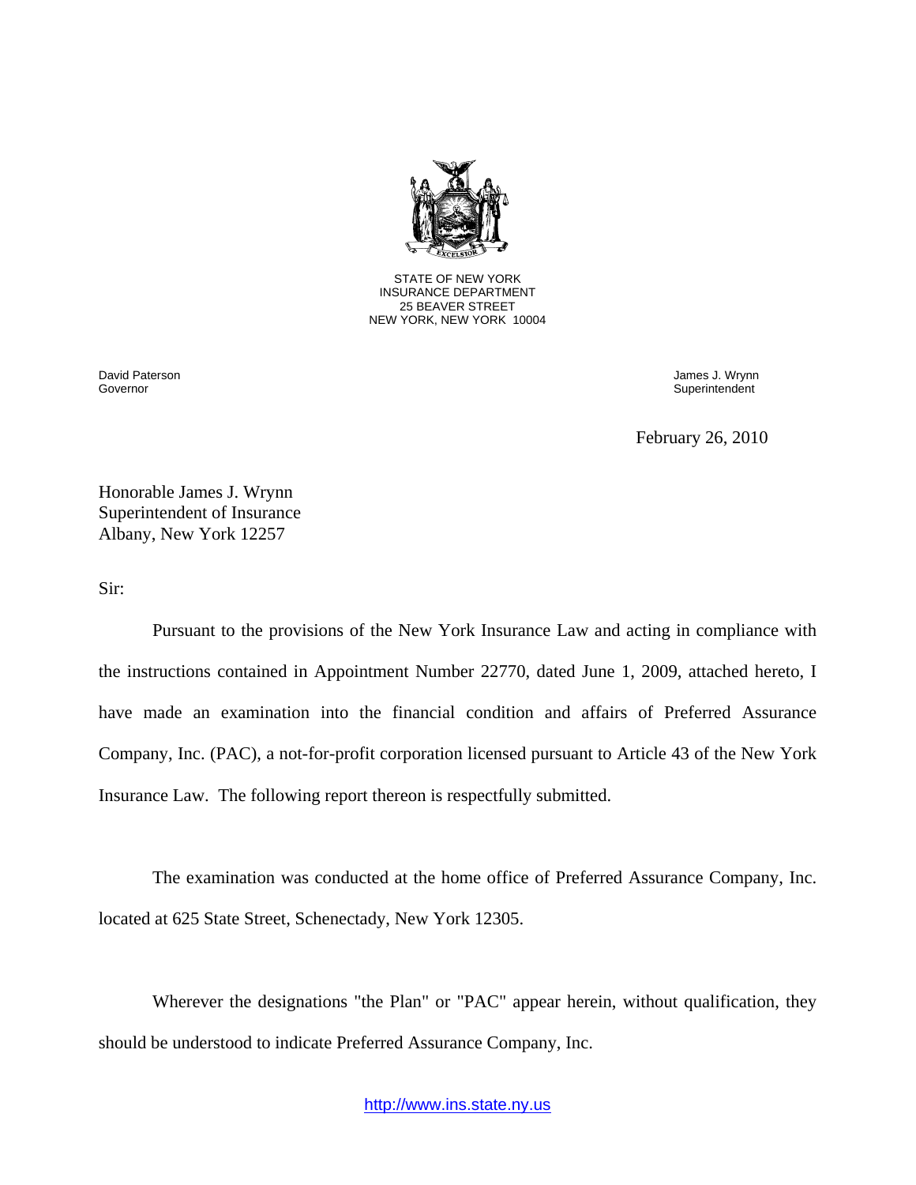STATE OF NEW YORK
INSURANCE DEPARTMENT
25 BEAVER STREET
NEW YORK, NEW YORK 10004

David Paterson
Governor

James J. Wrynn
Superintendent

February 26, 2010

Honorable James J. Wrynn
Superintendent of Insurance
Albany, New York 12257

Sir:

Pursuant to the provisions of the New York Insurance Law and acting in compliance with the instructions contained in Appointment Number 22770, dated June 1, 2009, attached hereto, I have made an examination into the financial condition and affairs of Preferred Assurance Company, Inc. (PAC), a not-for-profit corporation licensed pursuant to Article 43 of the New York Insurance Law. The following report thereon is respectfully submitted.

The examination was conducted at the home office of Preferred Assurance Company, Inc. located at 625 State Street, Schenectady, New York 12305.

Wherever the designations "the Plan" or "PAC" appear herein, without qualification, they should be understood to indicate Preferred Assurance Company, Inc.

http://www.ins.state.ny.us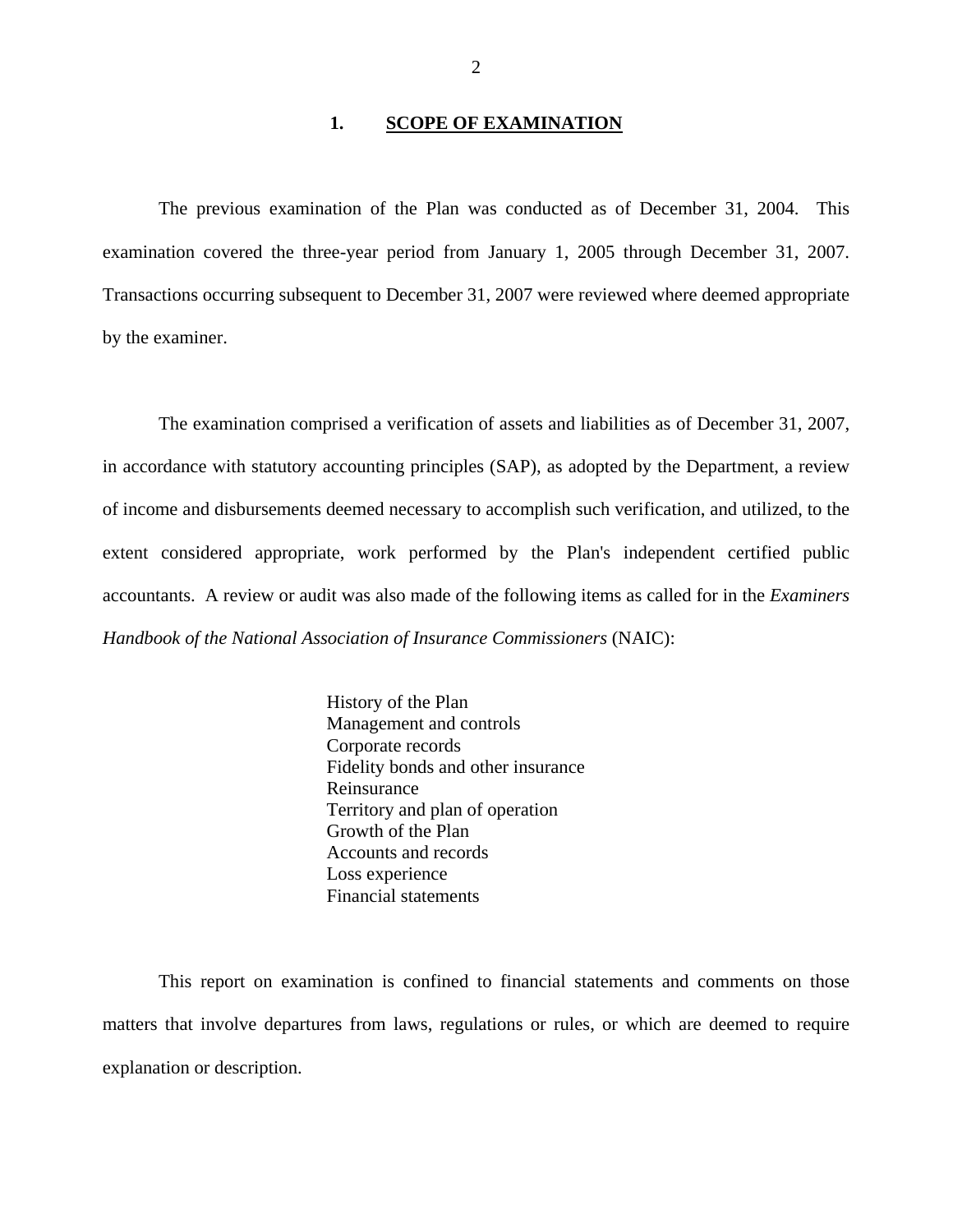## 1. SCOPE OF EXAMINATION

The previous examination of the Plan was conducted as of December 31, 2004. This examination covered the three-year period from January 1, 2005 through December 31, 2007. Transactions occurring subsequent to December 31, 2007 were reviewed where deemed appropriate by the examiner.

The examination comprised a verification of assets and liabilities as of December 31, 2007, in accordance with statutory accounting principles (SAP), as adopted by the Department, a review of income and disbursements deemed necessary to accomplish such verification, and utilized, to the extent considered appropriate, work performed by the Plan's independent certified public accountants. A review or audit was also made of the following items as called for in the *Examiners Handbook of the National Association of Insurance Commissioners* (NAIC):

- History of the Plan
- Management and controls
- Corporate records
- Fidelity bonds and other insurance
- Reinsurance
- Territory and plan of operation
- Growth of the Plan
- Accounts and records
- Loss experience
- Financial statements

This report on examination is confined to financial statements and comments on those matters that involve departures from laws, regulations or rules, or which are deemed to require explanation or description.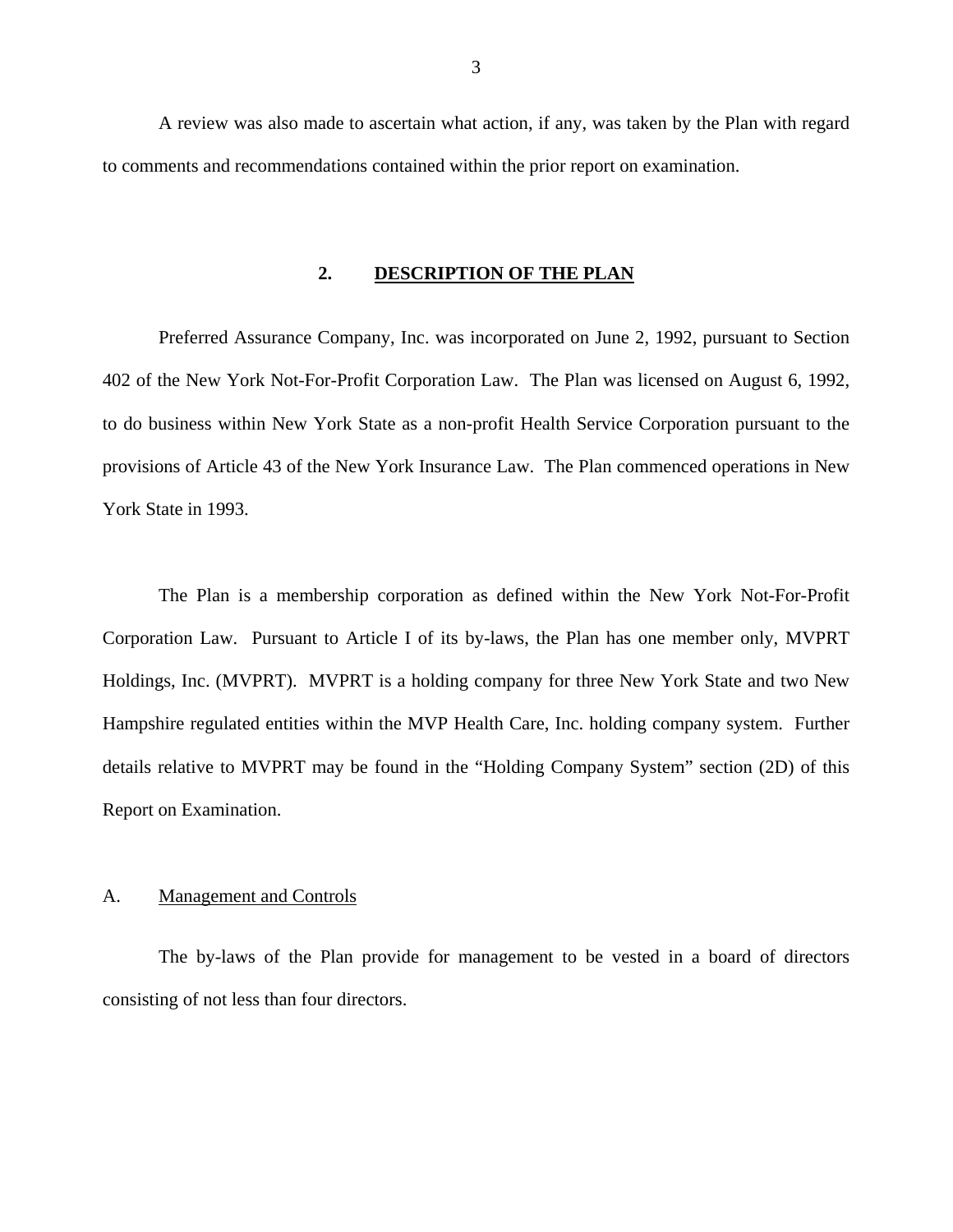A review was also made to ascertain what action, if any, was taken by the Plan with regard to comments and recommendations contained within the prior report on examination.

## 2. DESCRIPTION OF THE PLAN

Preferred Assurance Company, Inc. was incorporated on June 2, 1992, pursuant to Section 402 of the New York Not-For-Profit Corporation Law. The Plan was licensed on August 6, 1992, to do business within New York State as a non-profit Health Service Corporation pursuant to the provisions of Article 43 of the New York Insurance Law. The Plan commenced operations in New York State in 1993.

The Plan is a membership corporation as defined within the New York Not-For-Profit Corporation Law. Pursuant to Article I of its by-laws, the Plan has one member only, MVPRT Holdings, Inc. (MVPRT). MVPRT is a holding company for three New York State and two New Hampshire regulated entities within the MVP Health Care, Inc. holding company system. Further details relative to MVPRT may be found in the "Holding Company System" section (2D) of this Report on Examination.

### A. Management and Controls

The by-laws of the Plan provide for management to be vested in a board of directors consisting of not less than four directors.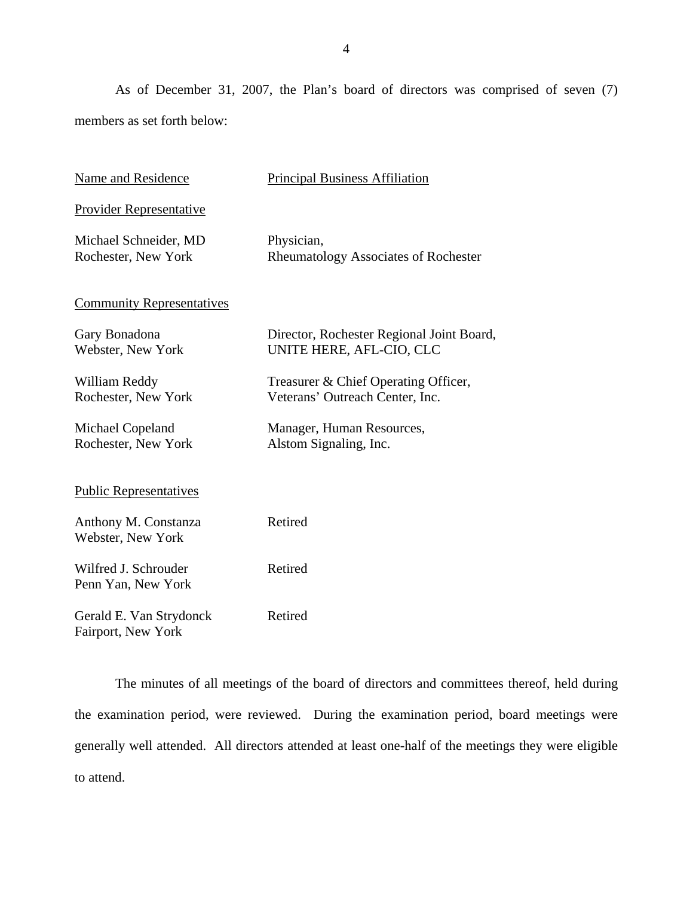As of December 31, 2007, the Plan's board of directors was comprised of seven (7) members as set forth below:

| Name and Residence | Principal Business Affiliation |
| --- | --- |
| Provider Representative | |
| Michael Schneider, MD<br>Rochester, New York | Physician,<br>Rheumatology Associates of Rochester |
| Community Representatives | |
| Gary Bonadona<br>Webster, New York | Director, Rochester Regional Joint Board,<br>UNITE HERE, AFL-CIO, CLC |
| William Reddy<br>Rochester, New York | Treasurer & Chief Operating Officer,<br>Veterans' Outreach Center, Inc. |
| Michael Copeland<br>Rochester, New York | Manager, Human Resources,<br>Alstom Signaling, Inc. |
| Public Representatives | |
| Anthony M. Constanza<br>Webster, New York | Retired |
| Wilfred J. Schrouder<br>Penn Yan, New York | Retired |
| Gerald E. Van Strydonck<br>Fairport, New York | Retired |

The minutes of all meetings of the board of directors and committees thereof, held during the examination period, were reviewed. During the examination period, board meetings were generally well attended. All directors attended at least one-half of the meetings they were eligible to attend.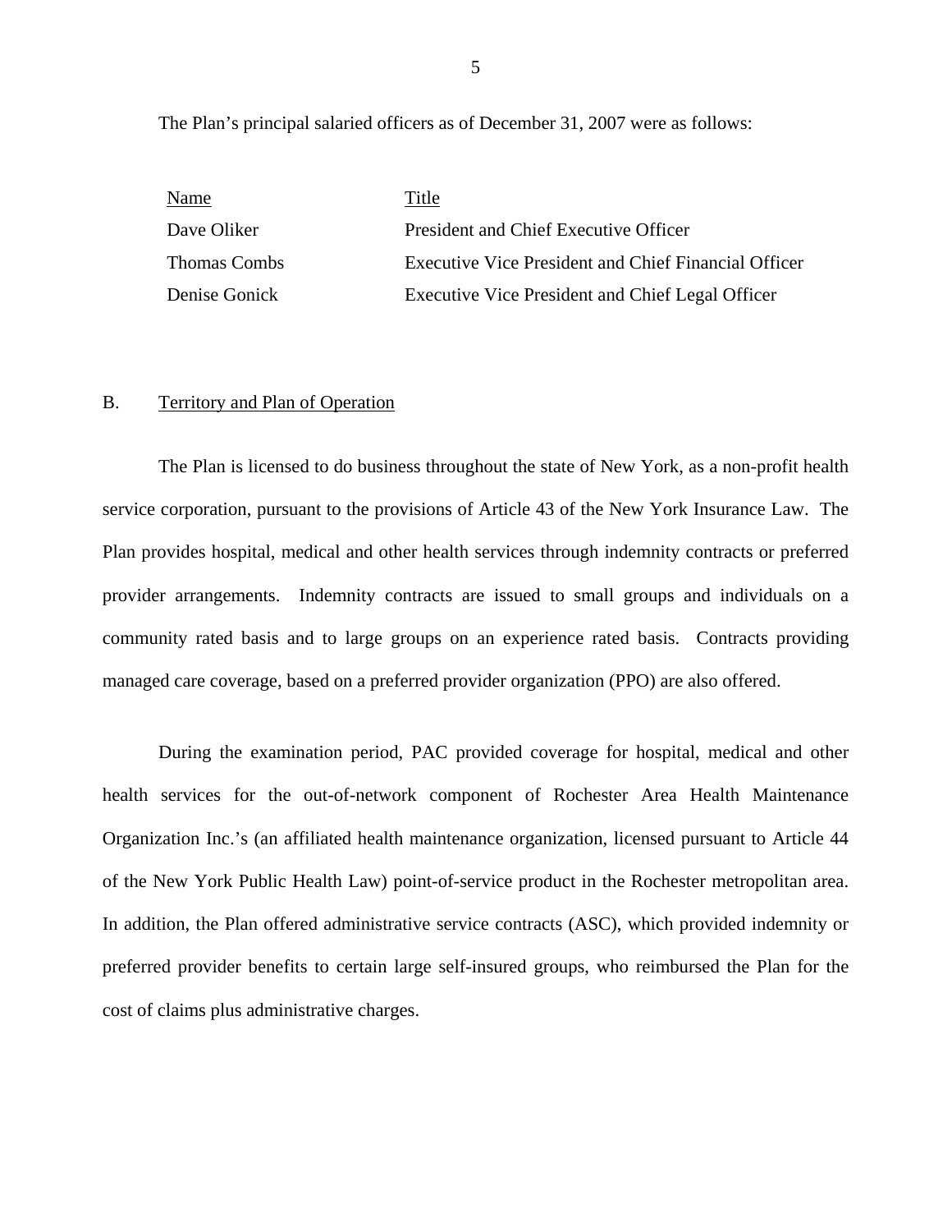The Plan's principal salaried officers as of December 31, 2007 were as follows:

| Name | Title |
| --- | --- |
| Dave Oliker | President and Chief Executive Officer |
| Thomas Combs | Executive Vice President and Chief Financial Officer |
| Denise Gonick | Executive Vice President and Chief Legal Officer |

## B. Territory and Plan of Operation

The Plan is licensed to do business throughout the state of New York, as a non-profit health service corporation, pursuant to the provisions of Article 43 of the New York Insurance Law. The Plan provides hospital, medical and other health services through indemnity contracts or preferred provider arrangements. Indemnity contracts are issued to small groups and individuals on a community rated basis and to large groups on an experience rated basis. Contracts providing managed care coverage, based on a preferred provider organization (PPO) are also offered.

During the examination period, PAC provided coverage for hospital, medical and other health services for the out-of-network component of Rochester Area Health Maintenance Organization Inc.'s (an affiliated health maintenance organization, licensed pursuant to Article 44 of the New York Public Health Law) point-of-service product in the Rochester metropolitan area. In addition, the Plan offered administrative service contracts (ASC), which provided indemnity or preferred provider benefits to certain large self-insured groups, who reimbursed the Plan for the cost of claims plus administrative charges.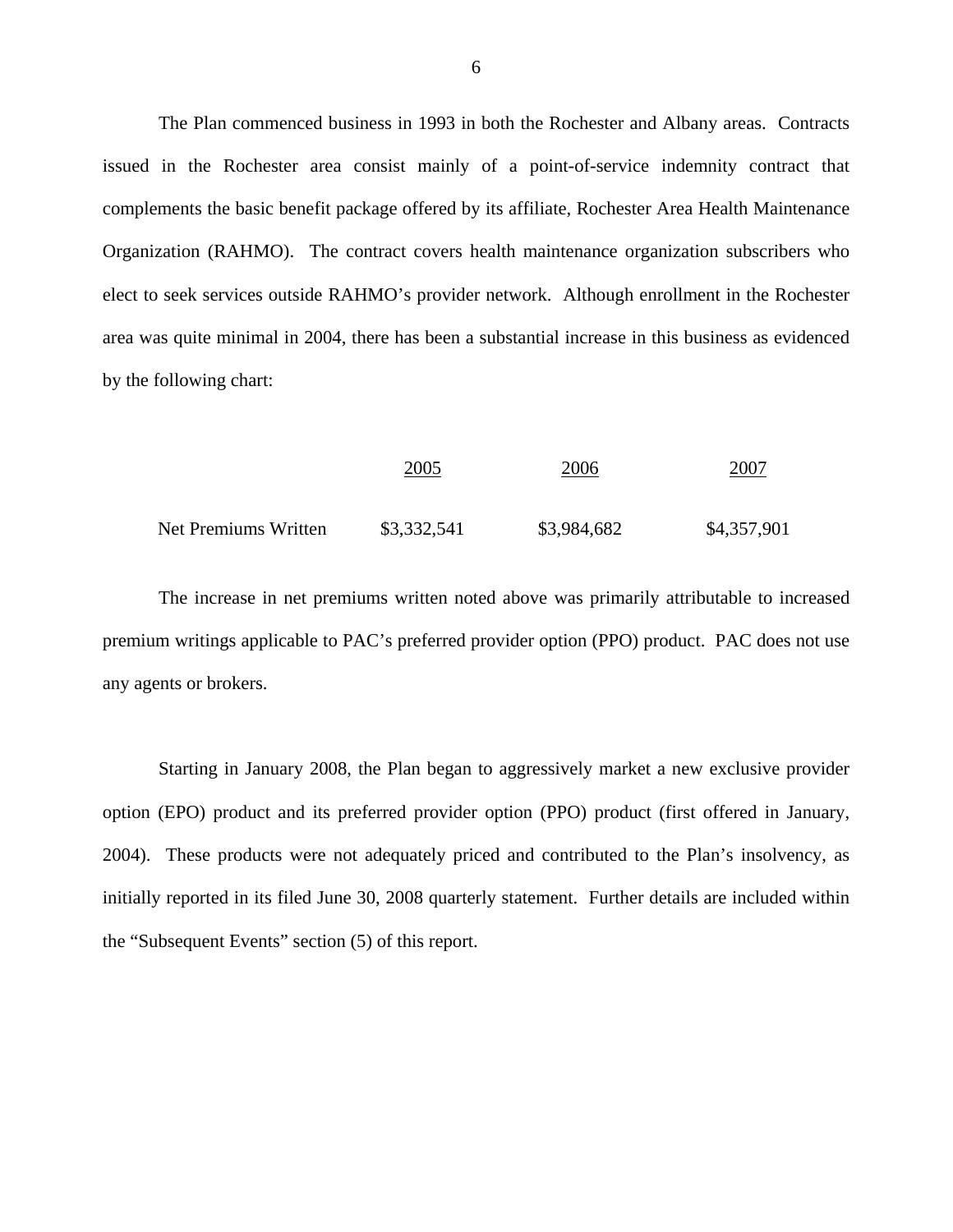The Plan commenced business in 1993 in both the Rochester and Albany areas. Contracts issued in the Rochester area consist mainly of a point-of-service indemnity contract that complements the basic benefit package offered by its affiliate, Rochester Area Health Maintenance Organization (RAHMO). The contract covers health maintenance organization subscribers who elect to seek services outside RAHMO's provider network. Although enrollment in the Rochester area was quite minimal in 2004, there has been a substantial increase in this business as evidenced by the following chart:

| | 2005 | 2006 | 2007 |
|---|---|---|---|
| Net Premiums Written | $3,332,541 | $3,984,682 | $4,357,901 |

The increase in net premiums written noted above was primarily attributable to increased premium writings applicable to PAC's preferred provider option (PPO) product. PAC does not use any agents or brokers.

Starting in January 2008, the Plan began to aggressively market a new exclusive provider option (EPO) product and its preferred provider option (PPO) product (first offered in January, 2004). These products were not adequately priced and contributed to the Plan's insolvency, as initially reported in its filed June 30, 2008 quarterly statement. Further details are included within the "Subsequent Events" section (5) of this report.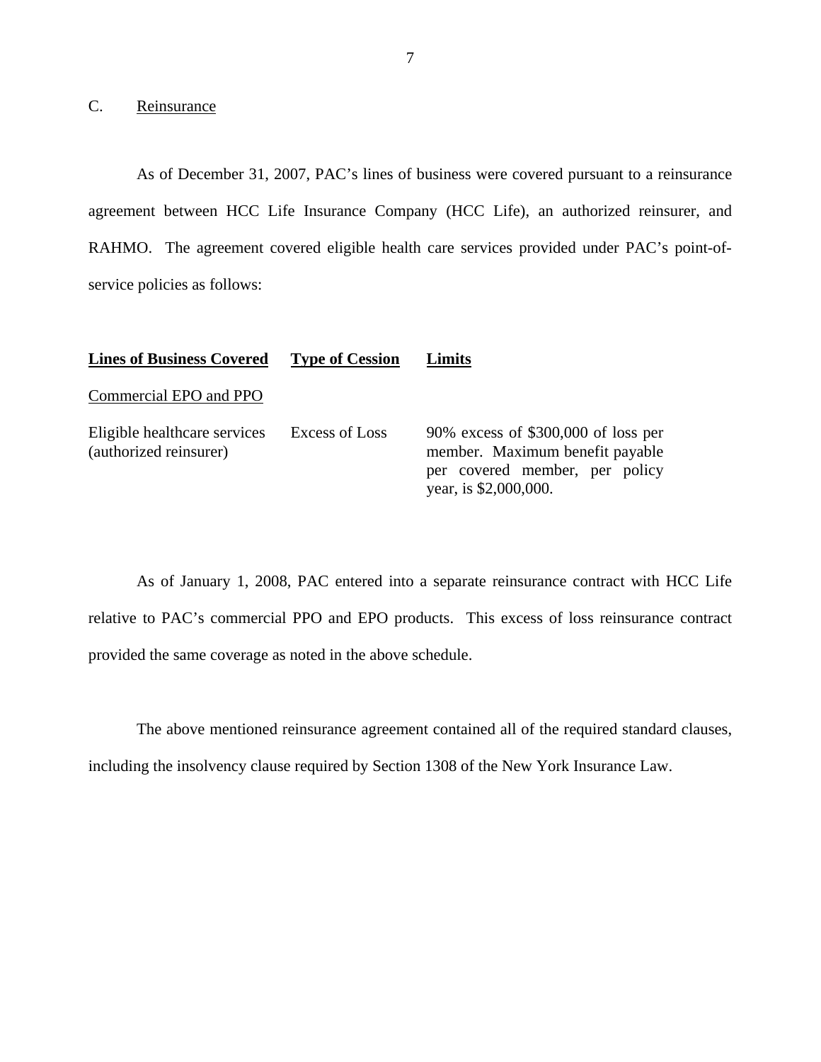## C. Reinsurance

As of December 31, 2007, PAC's lines of business were covered pursuant to a reinsurance agreement between HCC Life Insurance Company (HCC Life), an authorized reinsurer, and RAHMO. The agreement covered eligible health care services provided under PAC's point-of-service policies as follows:

| **Lines of Business Covered** | **Type of Cession** | **Limits** |
|---|---|---|
| Commercial EPO and PPO | | |
| Eligible healthcare services (authorized reinsurer) | Excess of Loss | 90% excess of $300,000 of loss per member. Maximum benefit payable per covered member, per policy year, is $2,000,000. |

As of January 1, 2008, PAC entered into a separate reinsurance contract with HCC Life relative to PAC's commercial PPO and EPO products. This excess of loss reinsurance contract provided the same coverage as noted in the above schedule.

The above mentioned reinsurance agreement contained all of the required standard clauses, including the insolvency clause required by Section 1308 of the New York Insurance Law.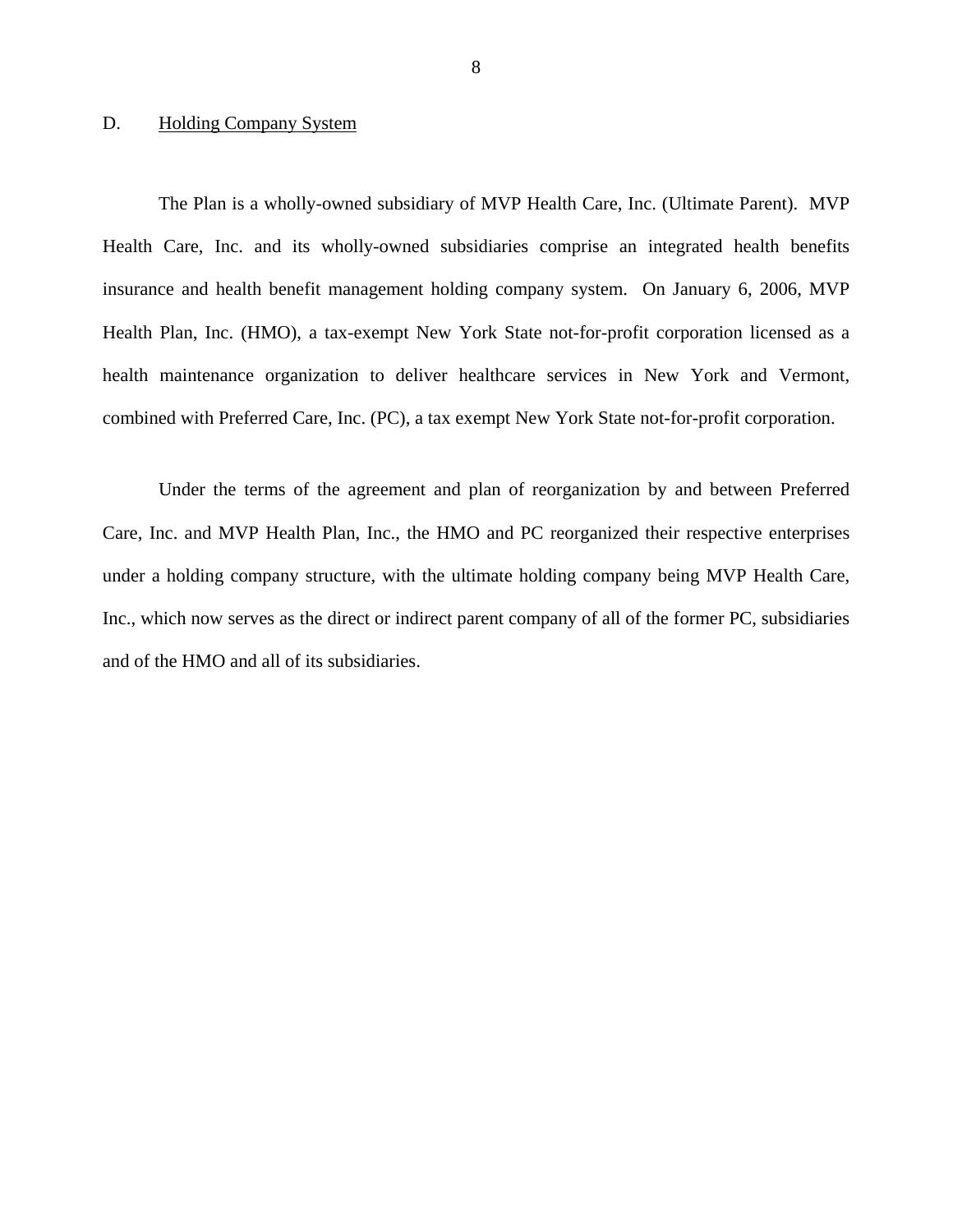## D. Holding Company System

The Plan is a wholly-owned subsidiary of MVP Health Care, Inc. (Ultimate Parent). MVP Health Care, Inc. and its wholly-owned subsidiaries comprise an integrated health benefits insurance and health benefit management holding company system. On January 6, 2006, MVP Health Plan, Inc. (HMO), a tax-exempt New York State not-for-profit corporation licensed as a health maintenance organization to deliver healthcare services in New York and Vermont, combined with Preferred Care, Inc. (PC), a tax exempt New York State not-for-profit corporation.

Under the terms of the agreement and plan of reorganization by and between Preferred Care, Inc. and MVP Health Plan, Inc., the HMO and PC reorganized their respective enterprises under a holding company structure, with the ultimate holding company being MVP Health Care, Inc., which now serves as the direct or indirect parent company of all of the former PC, subsidiaries and of the HMO and all of its subsidiaries.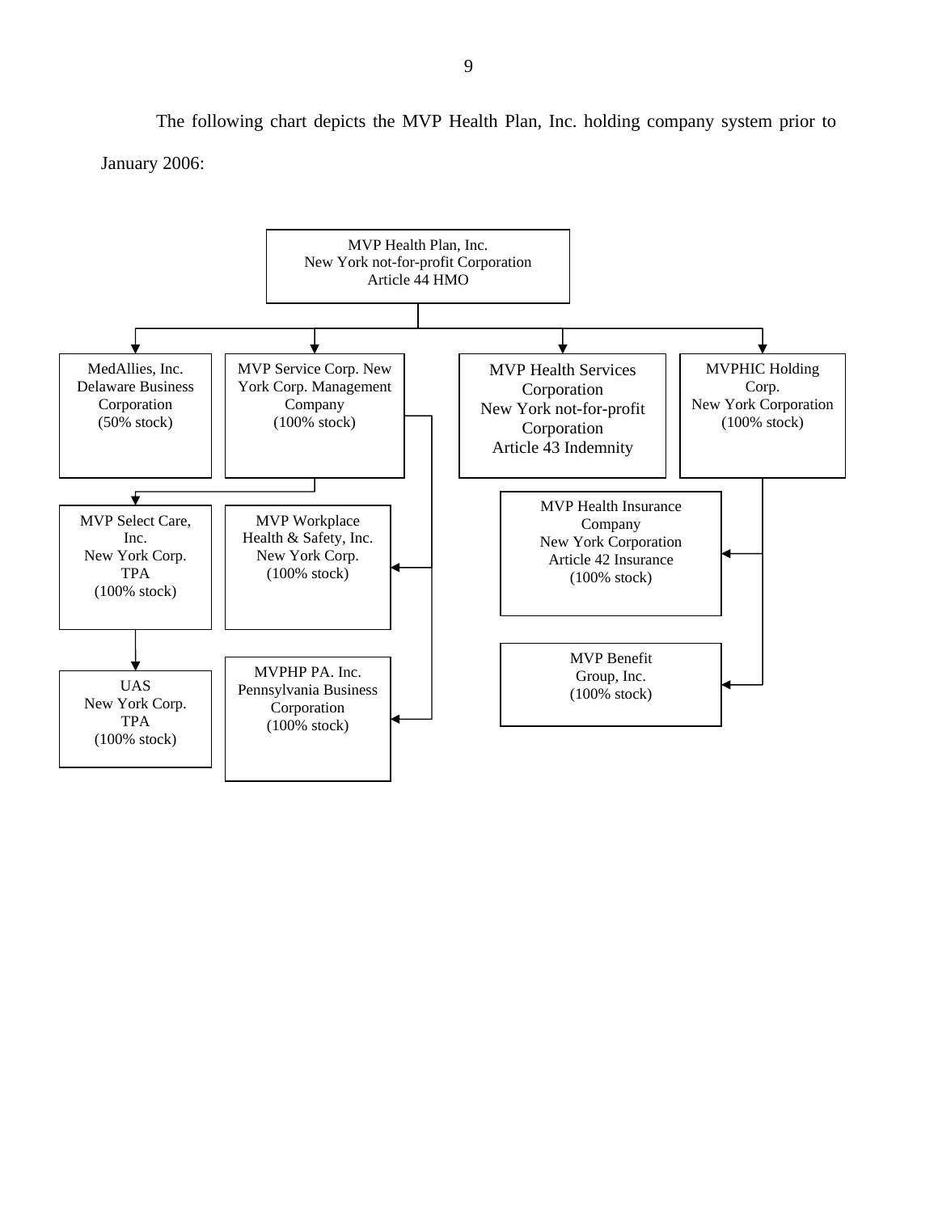The following chart depicts the MVP Health Plan, Inc. holding company system prior to January 2006:

- **MVP Health Plan, Inc.** — New York not-for-profit Corporation, Article 44 HMO
  - **MedAllies, Inc.** — Delaware Business Corporation (50% stock)
  - **MVP Service Corp.** — New York Corp. Management Company (100% stock)
    - **MVP Select Care, Inc.** — New York Corp. TPA (100% stock)
      - **UAS** — New York Corp. TPA (100% stock)
    - **MVP Workplace Health & Safety, Inc.** — New York Corp. (100% stock)
    - **MVPHP PA. Inc.** — Pennsylvania Business Corporation (100% stock)
  - **MVP Health Services Corporation** — New York not-for-profit Corporation, Article 43 Indemnity
  - **MVPHIC Holding Corp.** — New York Corporation (100% stock)
    - **MVP Health Insurance Company** — New York Corporation, Article 42 Insurance (100% stock)
    - **MVP Benefit Group, Inc.** (100% stock)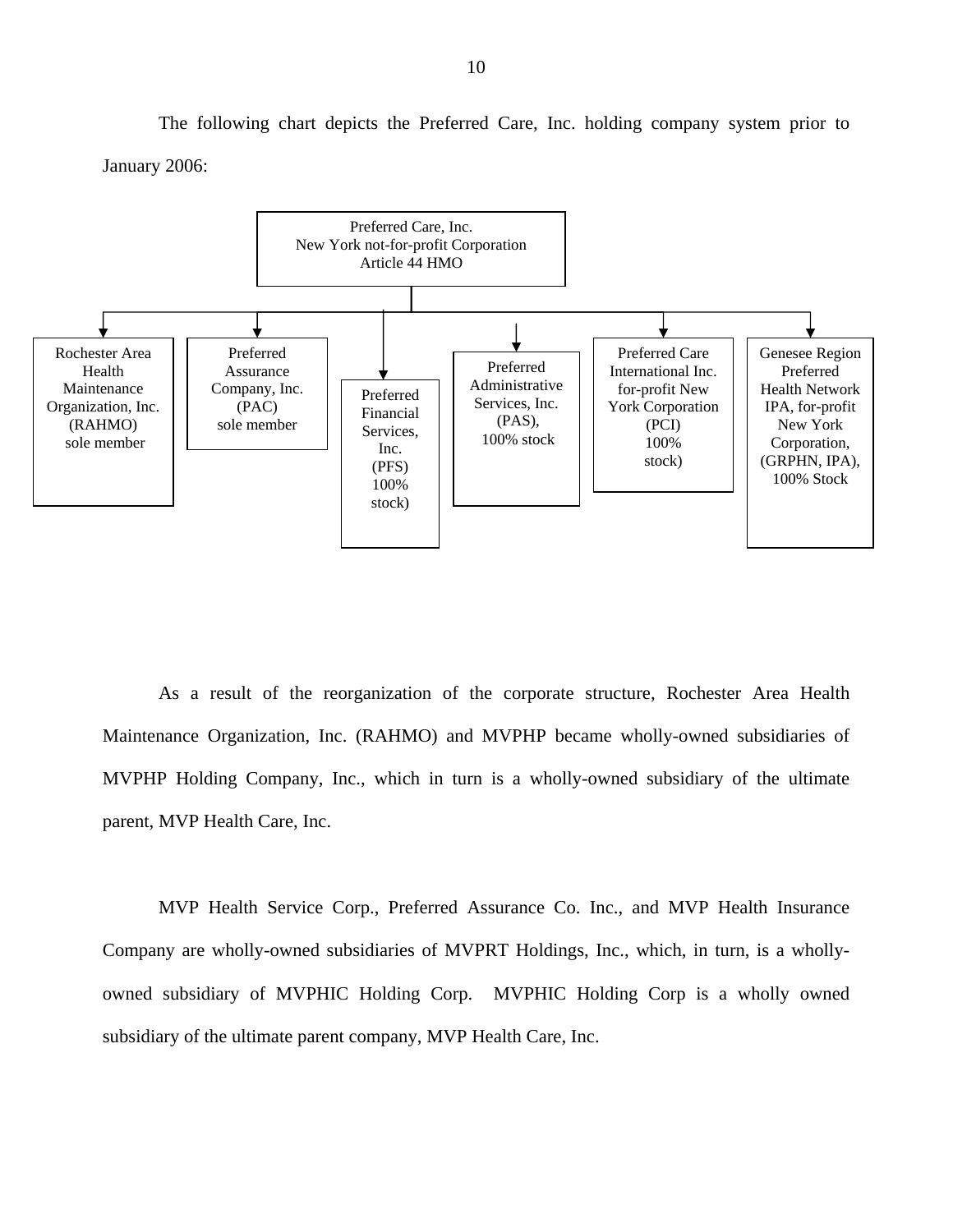The following chart depicts the Preferred Care, Inc. holding company system prior to January 2006:

Preferred Care, Inc.
New York not-for-profit Corporation
Article 44 HMO

- Rochester Area Health Maintenance Organization, Inc. (RAHMO) sole member
- Preferred Assurance Company, Inc. (PAC) sole member
- Preferred Financial Services, Inc. (PFS) 100% stock)
- Preferred Administrative Services, Inc. (PAS), 100% stock
- Preferred Care International Inc. for-profit New York Corporation (PCI) 100% stock)
- Genesee Region Preferred Health Network IPA, for-profit New York Corporation, (GRPHN, IPA), 100% Stock

As a result of the reorganization of the corporate structure, Rochester Area Health Maintenance Organization, Inc. (RAHMO) and MVPHP became wholly-owned subsidiaries of MVPHP Holding Company, Inc., which in turn is a wholly-owned subsidiary of the ultimate parent, MVP Health Care, Inc.

MVP Health Service Corp., Preferred Assurance Co. Inc., and MVP Health Insurance Company are wholly-owned subsidiaries of MVPRT Holdings, Inc., which, in turn, is a wholly-owned subsidiary of MVPHIC Holding Corp. MVPHIC Holding Corp is a wholly owned subsidiary of the ultimate parent company, MVP Health Care, Inc.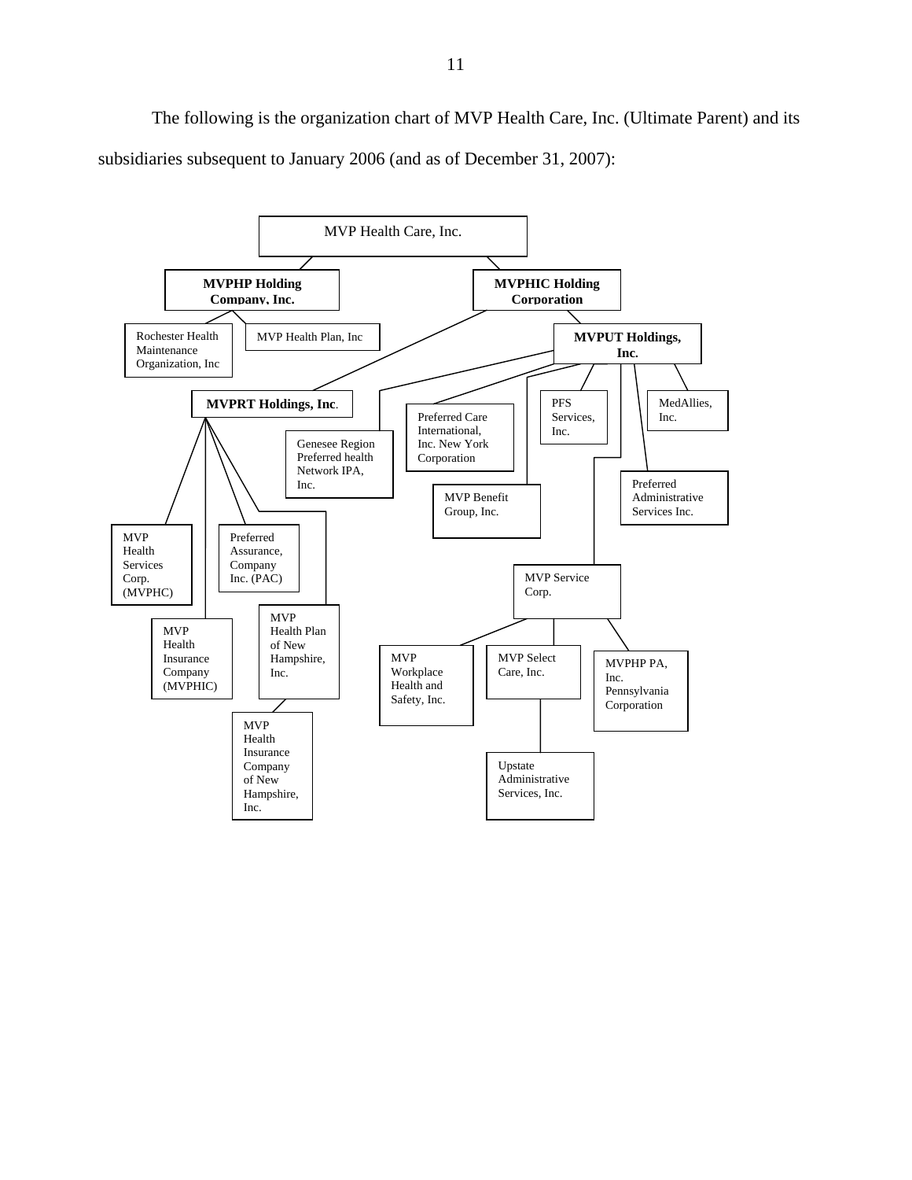The following is the organization chart of MVP Health Care, Inc. (Ultimate Parent) and its subsidiaries subsequent to January 2006 (and as of December 31, 2007):

- MVP Health Care, Inc.
  - **MVPHP Holding Company, Inc.**
    - Rochester Health Maintenance Organization, Inc
    - MVP Health Plan, Inc
  - **MVPHIC Holding Corporation**
    - **MVPRT Holdings, Inc.**
      - MVP Health Services Corp. (MVPHC)
      - MVP Health Insurance Company (MVPHIC)
      - Preferred Assurance, Company Inc. (PAC)
      - MVP Health Plan of New Hampshire, Inc.
        - MVP Health Insurance Company of New Hampshire, Inc.
    - **MVPUT Holdings, Inc.**
      - Genesee Region Preferred health Network IPA, Inc.
      - Preferred Care International, Inc. New York Corporation
      - MVP Benefit Group, Inc.
      - PFS Services, Inc.
      - MVP Service Corp.
        - MVP Workplace Health and Safety, Inc.
        - MVP Select Care, Inc.
          - Upstate Administrative Services, Inc.
        - MVPHP PA, Inc. Pennsylvania Corporation
      - Preferred Administrative Services Inc.
      - MedAllies, Inc.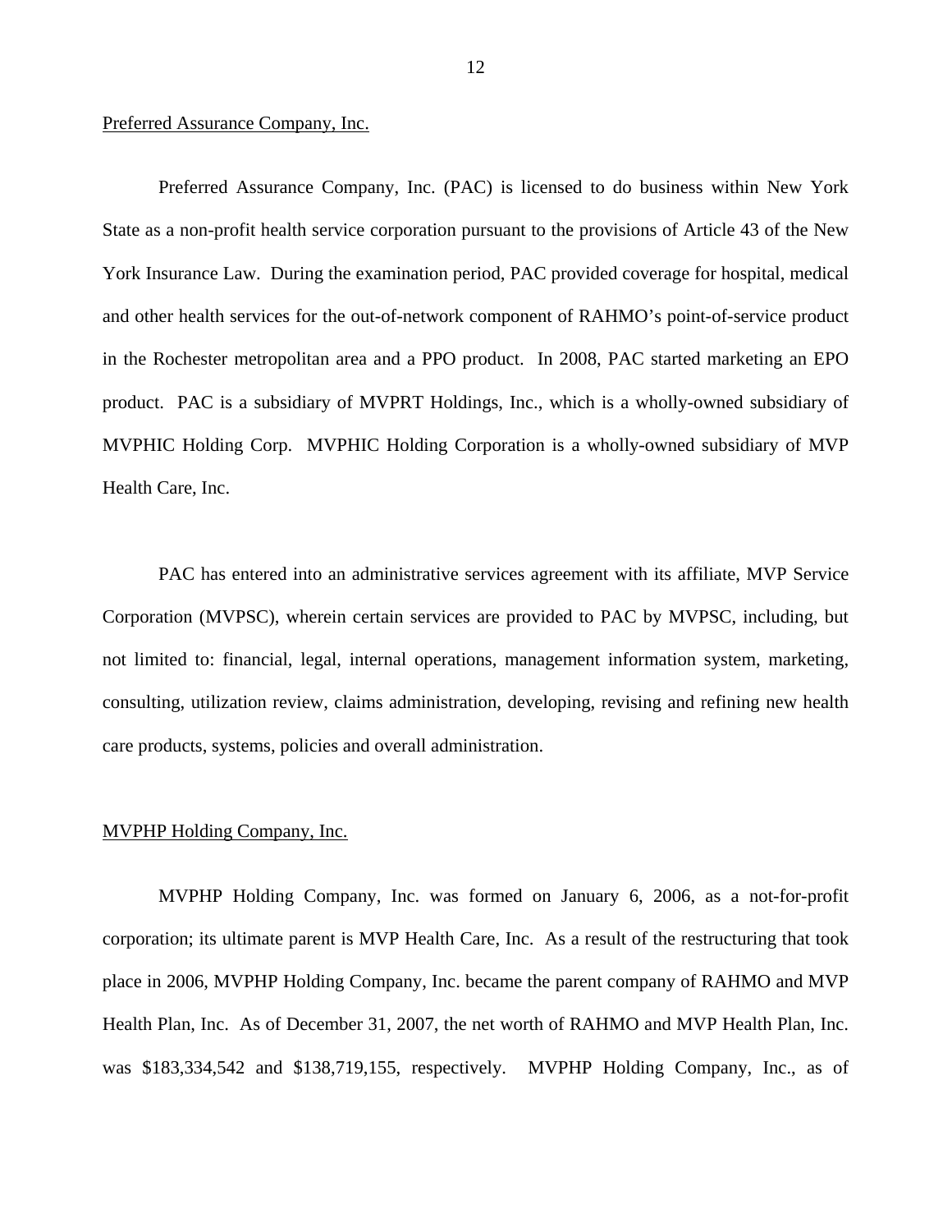Preferred Assurance Company, Inc.

Preferred Assurance Company, Inc. (PAC) is licensed to do business within New York State as a non-profit health service corporation pursuant to the provisions of Article 43 of the New York Insurance Law. During the examination period, PAC provided coverage for hospital, medical and other health services for the out-of-network component of RAHMO's point-of-service product in the Rochester metropolitan area and a PPO product. In 2008, PAC started marketing an EPO product. PAC is a subsidiary of MVPRT Holdings, Inc., which is a wholly-owned subsidiary of MVPHIC Holding Corp. MVPHIC Holding Corporation is a wholly-owned subsidiary of MVP Health Care, Inc.

PAC has entered into an administrative services agreement with its affiliate, MVP Service Corporation (MVPSC), wherein certain services are provided to PAC by MVPSC, including, but not limited to: financial, legal, internal operations, management information system, marketing, consulting, utilization review, claims administration, developing, revising and refining new health care products, systems, policies and overall administration.

MVPHP Holding Company, Inc.

MVPHP Holding Company, Inc. was formed on January 6, 2006, as a not-for-profit corporation; its ultimate parent is MVP Health Care, Inc. As a result of the restructuring that took place in 2006, MVPHP Holding Company, Inc. became the parent company of RAHMO and MVP Health Plan, Inc. As of December 31, 2007, the net worth of RAHMO and MVP Health Plan, Inc. was $183,334,542 and $138,719,155, respectively. MVPHP Holding Company, Inc., as of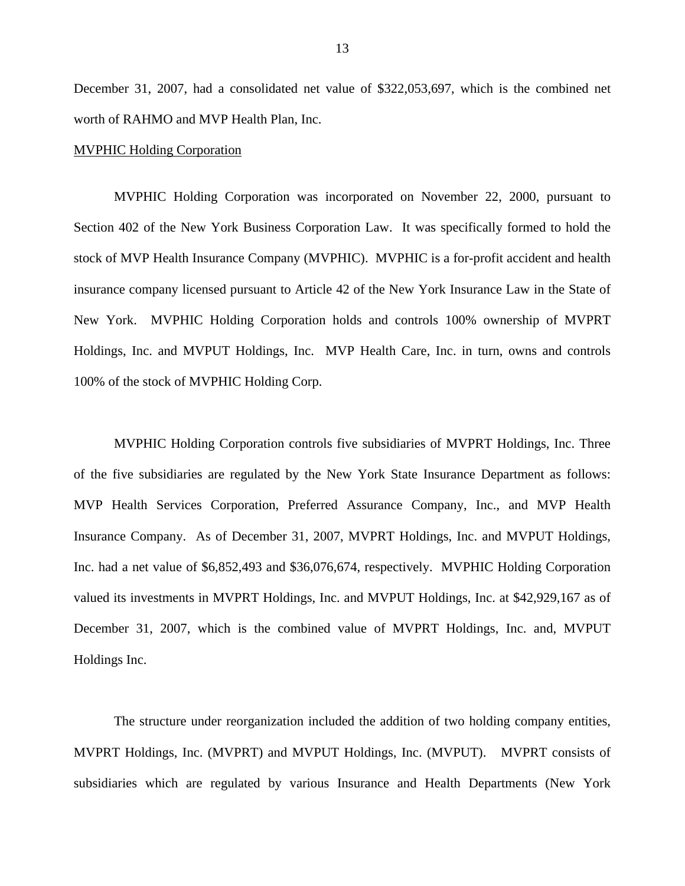December 31, 2007, had a consolidated net value of $322,053,697, which is the combined net worth of RAHMO and MVP Health Plan, Inc.

<u>MVPHIC Holding Corporation</u>

MVPHIC Holding Corporation was incorporated on November 22, 2000, pursuant to Section 402 of the New York Business Corporation Law. It was specifically formed to hold the stock of MVP Health Insurance Company (MVPHIC). MVPHIC is a for-profit accident and health insurance company licensed pursuant to Article 42 of the New York Insurance Law in the State of New York. MVPHIC Holding Corporation holds and controls 100% ownership of MVPRT Holdings, Inc. and MVPUT Holdings, Inc. MVP Health Care, Inc. in turn, owns and controls 100% of the stock of MVPHIC Holding Corp.

MVPHIC Holding Corporation controls five subsidiaries of MVPRT Holdings, Inc. Three of the five subsidiaries are regulated by the New York State Insurance Department as follows: MVP Health Services Corporation, Preferred Assurance Company, Inc., and MVP Health Insurance Company. As of December 31, 2007, MVPRT Holdings, Inc. and MVPUT Holdings, Inc. had a net value of $6,852,493 and $36,076,674, respectively. MVPHIC Holding Corporation valued its investments in MVPRT Holdings, Inc. and MVPUT Holdings, Inc. at $42,929,167 as of December 31, 2007, which is the combined value of MVPRT Holdings, Inc. and, MVPUT Holdings Inc.

The structure under reorganization included the addition of two holding company entities, MVPRT Holdings, Inc. (MVPRT) and MVPUT Holdings, Inc. (MVPUT). MVPRT consists of subsidiaries which are regulated by various Insurance and Health Departments (New York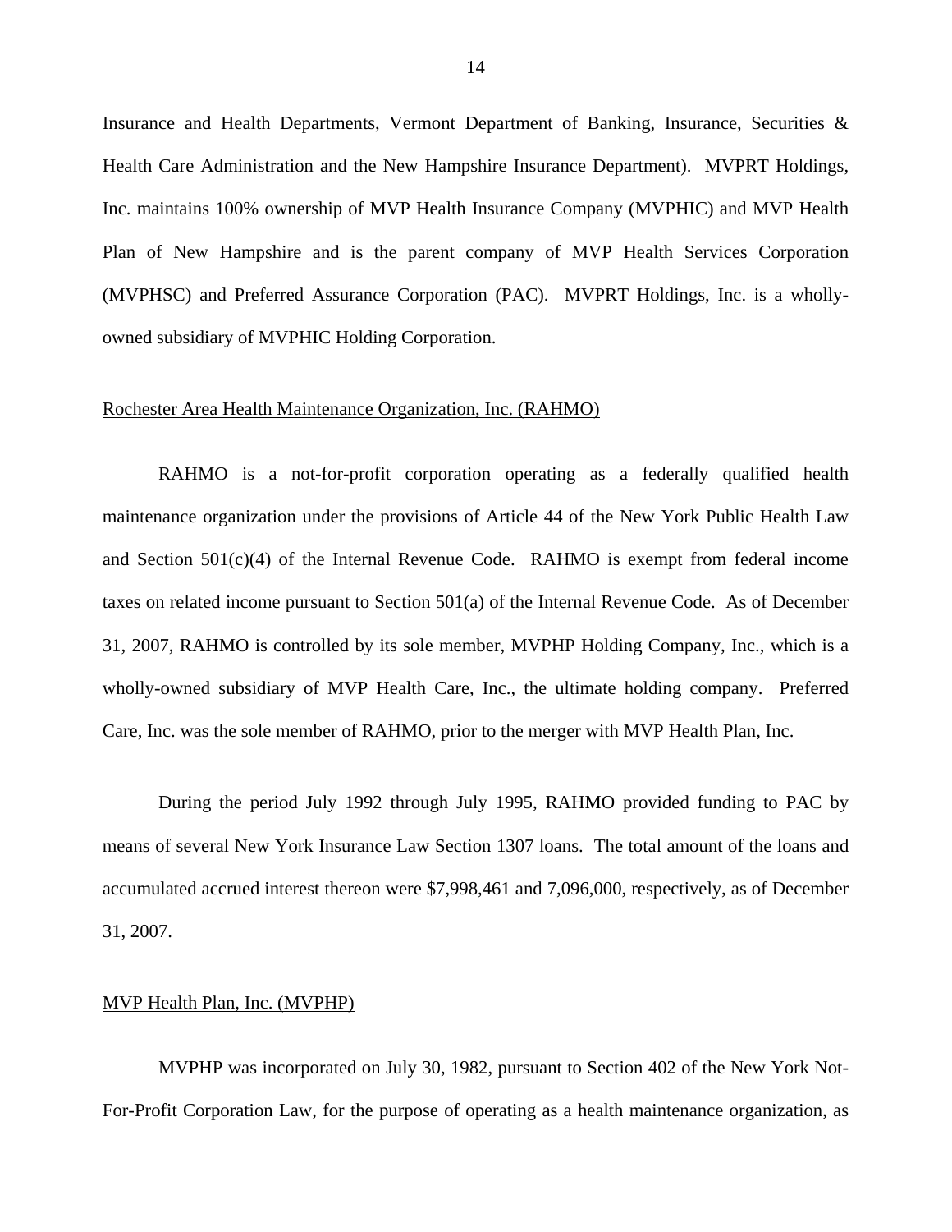Insurance and Health Departments, Vermont Department of Banking, Insurance, Securities & Health Care Administration and the New Hampshire Insurance Department). MVPRT Holdings, Inc. maintains 100% ownership of MVP Health Insurance Company (MVPHIC) and MVP Health Plan of New Hampshire and is the parent company of MVP Health Services Corporation (MVPHSC) and Preferred Assurance Corporation (PAC). MVPRT Holdings, Inc. is a wholly-owned subsidiary of MVPHIC Holding Corporation.

Rochester Area Health Maintenance Organization, Inc. (RAHMO)

RAHMO is a not-for-profit corporation operating as a federally qualified health maintenance organization under the provisions of Article 44 of the New York Public Health Law and Section 501(c)(4) of the Internal Revenue Code. RAHMO is exempt from federal income taxes on related income pursuant to Section 501(a) of the Internal Revenue Code. As of December 31, 2007, RAHMO is controlled by its sole member, MVPHP Holding Company, Inc., which is a wholly-owned subsidiary of MVP Health Care, Inc., the ultimate holding company. Preferred Care, Inc. was the sole member of RAHMO, prior to the merger with MVP Health Plan, Inc.

During the period July 1992 through July 1995, RAHMO provided funding to PAC by means of several New York Insurance Law Section 1307 loans. The total amount of the loans and accumulated accrued interest thereon were $7,998,461 and 7,096,000, respectively, as of December 31, 2007.

MVP Health Plan, Inc. (MVPHP)

MVPHP was incorporated on July 30, 1982, pursuant to Section 402 of the New York Not-For-Profit Corporation Law, for the purpose of operating as a health maintenance organization, as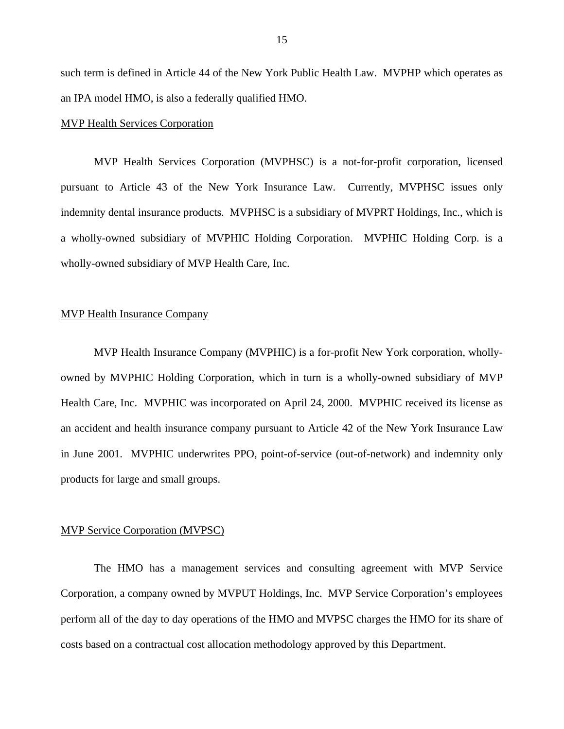such term is defined in Article 44 of the New York Public Health Law. MVPHP which operates as an IPA model HMO, is also a federally qualified HMO.

MVP Health Services Corporation

MVP Health Services Corporation (MVPHSC) is a not-for-profit corporation, licensed pursuant to Article 43 of the New York Insurance Law. Currently, MVPHSC issues only indemnity dental insurance products. MVPHSC is a subsidiary of MVPRT Holdings, Inc., which is a wholly-owned subsidiary of MVPHIC Holding Corporation. MVPHIC Holding Corp. is a wholly-owned subsidiary of MVP Health Care, Inc.

MVP Health Insurance Company

MVP Health Insurance Company (MVPHIC) is a for-profit New York corporation, wholly-owned by MVPHIC Holding Corporation, which in turn is a wholly-owned subsidiary of MVP Health Care, Inc. MVPHIC was incorporated on April 24, 2000. MVPHIC received its license as an accident and health insurance company pursuant to Article 42 of the New York Insurance Law in June 2001. MVPHIC underwrites PPO, point-of-service (out-of-network) and indemnity only products for large and small groups.

MVP Service Corporation (MVPSC)

The HMO has a management services and consulting agreement with MVP Service Corporation, a company owned by MVPUT Holdings, Inc. MVP Service Corporation's employees perform all of the day to day operations of the HMO and MVPSC charges the HMO for its share of costs based on a contractual cost allocation methodology approved by this Department.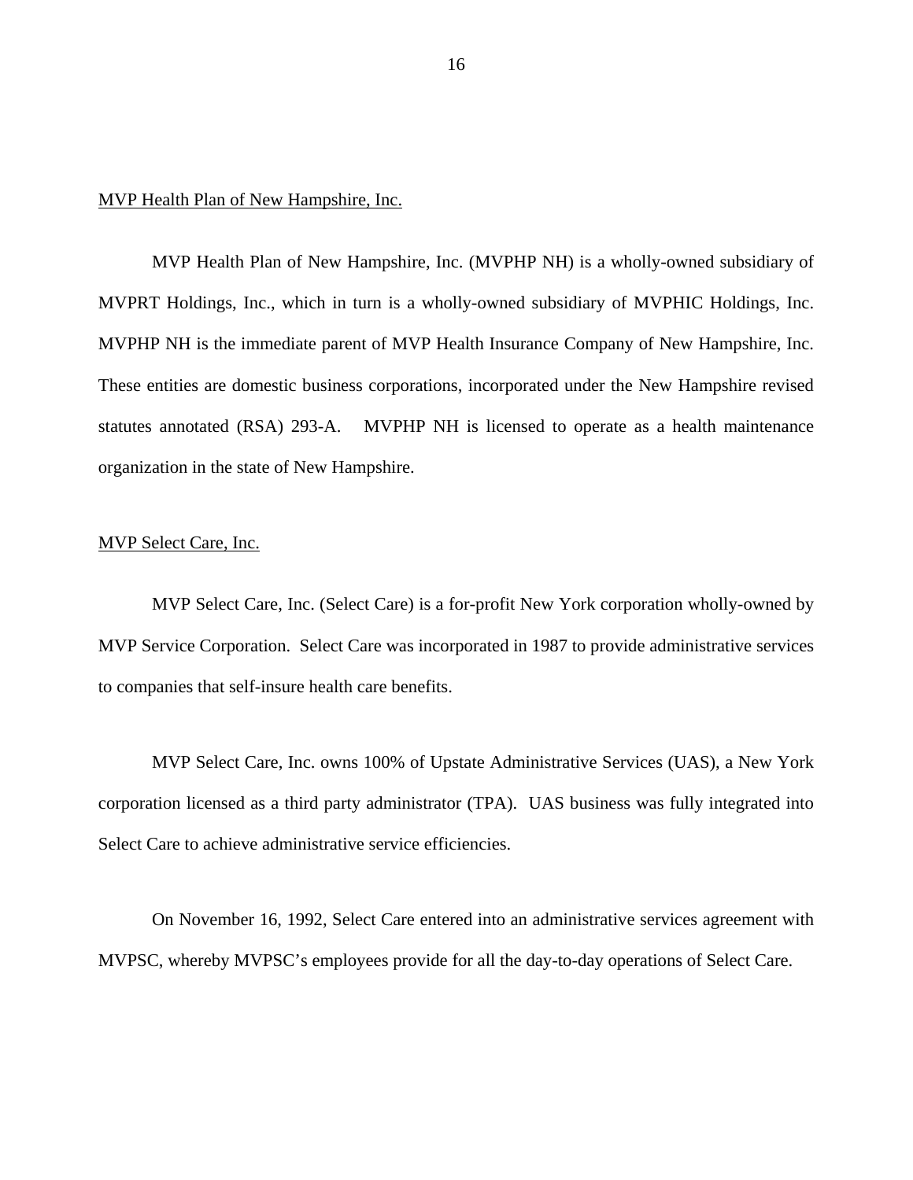MVP Health Plan of New Hampshire, Inc.

MVP Health Plan of New Hampshire, Inc. (MVPHP NH) is a wholly-owned subsidiary of MVPRT Holdings, Inc., which in turn is a wholly-owned subsidiary of MVPHIC Holdings, Inc. MVPHP NH is the immediate parent of MVP Health Insurance Company of New Hampshire, Inc. These entities are domestic business corporations, incorporated under the New Hampshire revised statutes annotated (RSA) 293-A. MVPHP NH is licensed to operate as a health maintenance organization in the state of New Hampshire.

MVP Select Care, Inc.

MVP Select Care, Inc. (Select Care) is a for-profit New York corporation wholly-owned by MVP Service Corporation. Select Care was incorporated in 1987 to provide administrative services to companies that self-insure health care benefits.

MVP Select Care, Inc. owns 100% of Upstate Administrative Services (UAS), a New York corporation licensed as a third party administrator (TPA). UAS business was fully integrated into Select Care to achieve administrative service efficiencies.

On November 16, 1992, Select Care entered into an administrative services agreement with MVPSC, whereby MVPSC's employees provide for all the day-to-day operations of Select Care.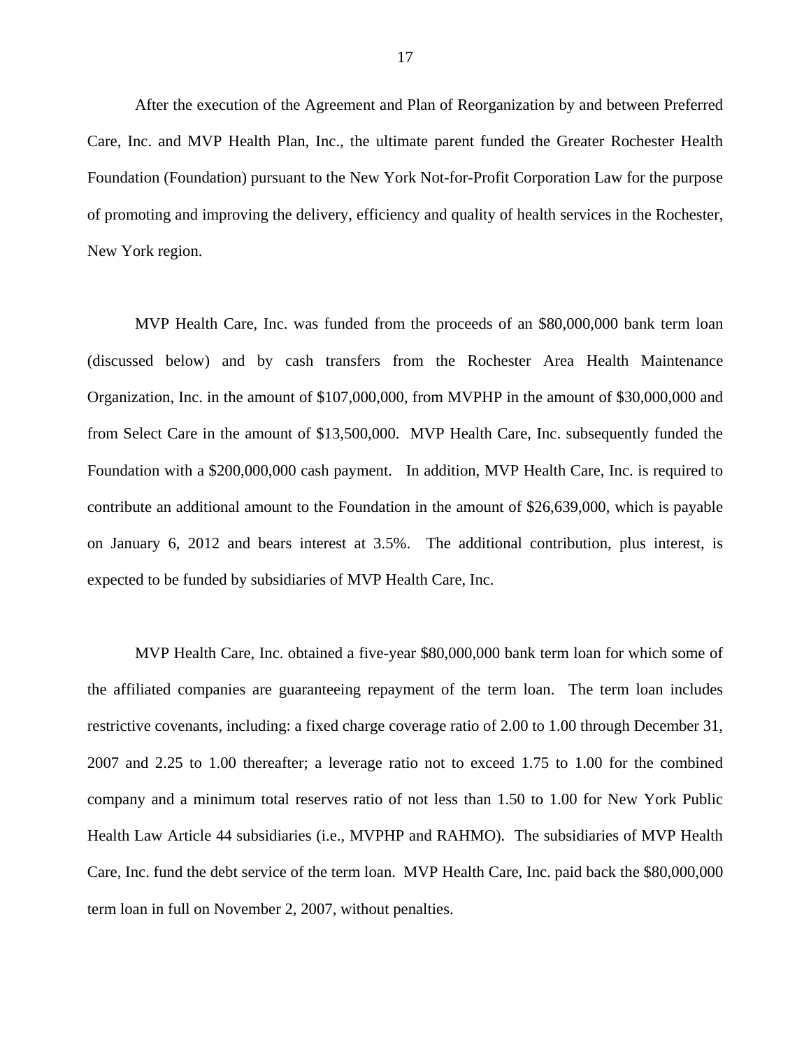After the execution of the Agreement and Plan of Reorganization by and between Preferred Care, Inc. and MVP Health Plan, Inc., the ultimate parent funded the Greater Rochester Health Foundation (Foundation) pursuant to the New York Not-for-Profit Corporation Law for the purpose of promoting and improving the delivery, efficiency and quality of health services in the Rochester, New York region.

MVP Health Care, Inc. was funded from the proceeds of an $80,000,000 bank term loan (discussed below) and by cash transfers from the Rochester Area Health Maintenance Organization, Inc. in the amount of $107,000,000, from MVPHP in the amount of $30,000,000 and from Select Care in the amount of $13,500,000. MVP Health Care, Inc. subsequently funded the Foundation with a $200,000,000 cash payment. In addition, MVP Health Care, Inc. is required to contribute an additional amount to the Foundation in the amount of $26,639,000, which is payable on January 6, 2012 and bears interest at 3.5%. The additional contribution, plus interest, is expected to be funded by subsidiaries of MVP Health Care, Inc.

MVP Health Care, Inc. obtained a five-year $80,000,000 bank term loan for which some of the affiliated companies are guaranteeing repayment of the term loan. The term loan includes restrictive covenants, including: a fixed charge coverage ratio of 2.00 to 1.00 through December 31, 2007 and 2.25 to 1.00 thereafter; a leverage ratio not to exceed 1.75 to 1.00 for the combined company and a minimum total reserves ratio of not less than 1.50 to 1.00 for New York Public Health Law Article 44 subsidiaries (i.e., MVPHP and RAHMO). The subsidiaries of MVP Health Care, Inc. fund the debt service of the term loan. MVP Health Care, Inc. paid back the $80,000,000 term loan in full on November 2, 2007, without penalties.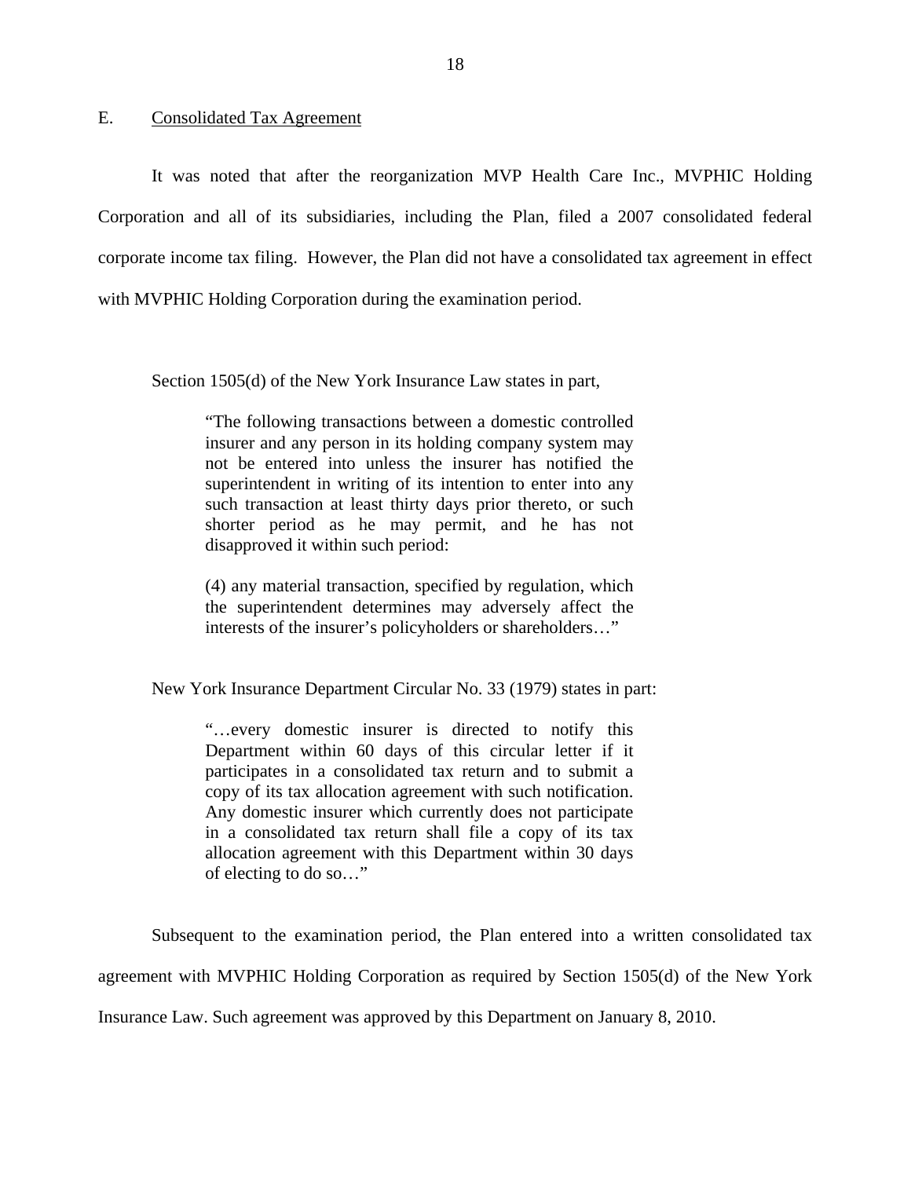## E. Consolidated Tax Agreement

It was noted that after the reorganization MVP Health Care Inc., MVPHIC Holding Corporation and all of its subsidiaries, including the Plan, filed a 2007 consolidated federal corporate income tax filing. However, the Plan did not have a consolidated tax agreement in effect with MVPHIC Holding Corporation during the examination period.

Section 1505(d) of the New York Insurance Law states in part,

> "The following transactions between a domestic controlled insurer and any person in its holding company system may not be entered into unless the insurer has notified the superintendent in writing of its intention to enter into any such transaction at least thirty days prior thereto, or such shorter period as he may permit, and he has not disapproved it within such period:
>
> (4) any material transaction, specified by regulation, which the superintendent determines may adversely affect the interests of the insurer's policyholders or shareholders…"

New York Insurance Department Circular No. 33 (1979) states in part:

> "…every domestic insurer is directed to notify this Department within 60 days of this circular letter if it participates in a consolidated tax return and to submit a copy of its tax allocation agreement with such notification. Any domestic insurer which currently does not participate in a consolidated tax return shall file a copy of its tax allocation agreement with this Department within 30 days of electing to do so…"

Subsequent to the examination period, the Plan entered into a written consolidated tax agreement with MVPHIC Holding Corporation as required by Section 1505(d) of the New York Insurance Law. Such agreement was approved by this Department on January 8, 2010.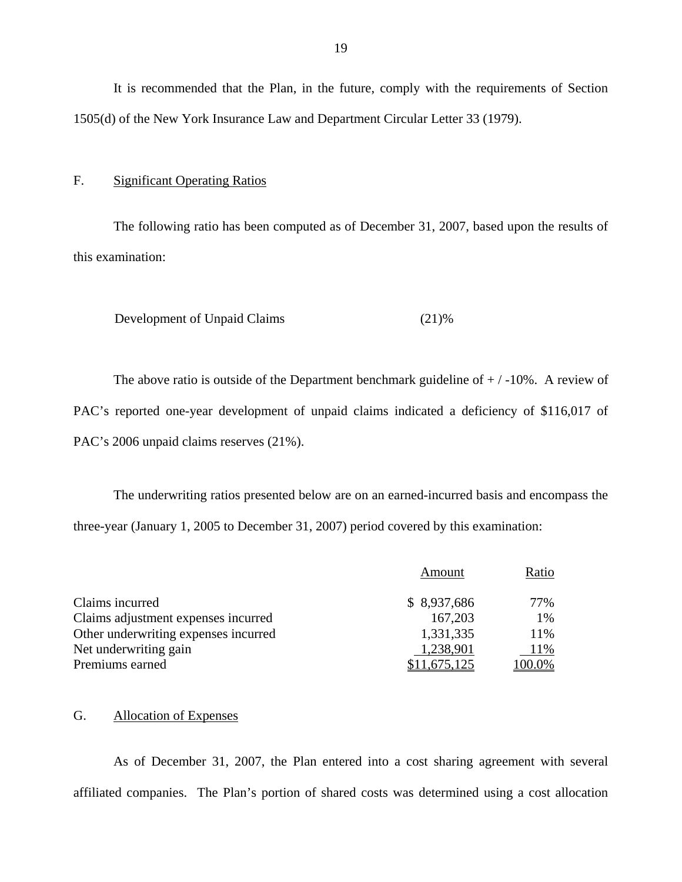It is recommended that the Plan, in the future, comply with the requirements of Section 1505(d) of the New York Insurance Law and Department Circular Letter 33 (1979).

## F. Significant Operating Ratios

The following ratio has been computed as of December 31, 2007, based upon the results of this examination:

| | |
|---|---|
| Development of Unpaid Claims | (21)% |

The above ratio is outside of the Department benchmark guideline of + / -10%. A review of PAC's reported one-year development of unpaid claims indicated a deficiency of $116,017 of PAC's 2006 unpaid claims reserves (21%).

The underwriting ratios presented below are on an earned-incurred basis and encompass the three-year (January 1, 2005 to December 31, 2007) period covered by this examination:

| | Amount | Ratio |
|---|---|---|
| Claims incurred | $ 8,937,686 | 77% |
| Claims adjustment expenses incurred | 167,203 | 1% |
| Other underwriting expenses incurred | 1,331,335 | 11% |
| Net underwriting gain | 1,238,901 | 11% |
| Premiums earned | $11,675,125 | 100.0% |

## G. Allocation of Expenses

As of December 31, 2007, the Plan entered into a cost sharing agreement with several affiliated companies. The Plan's portion of shared costs was determined using a cost allocation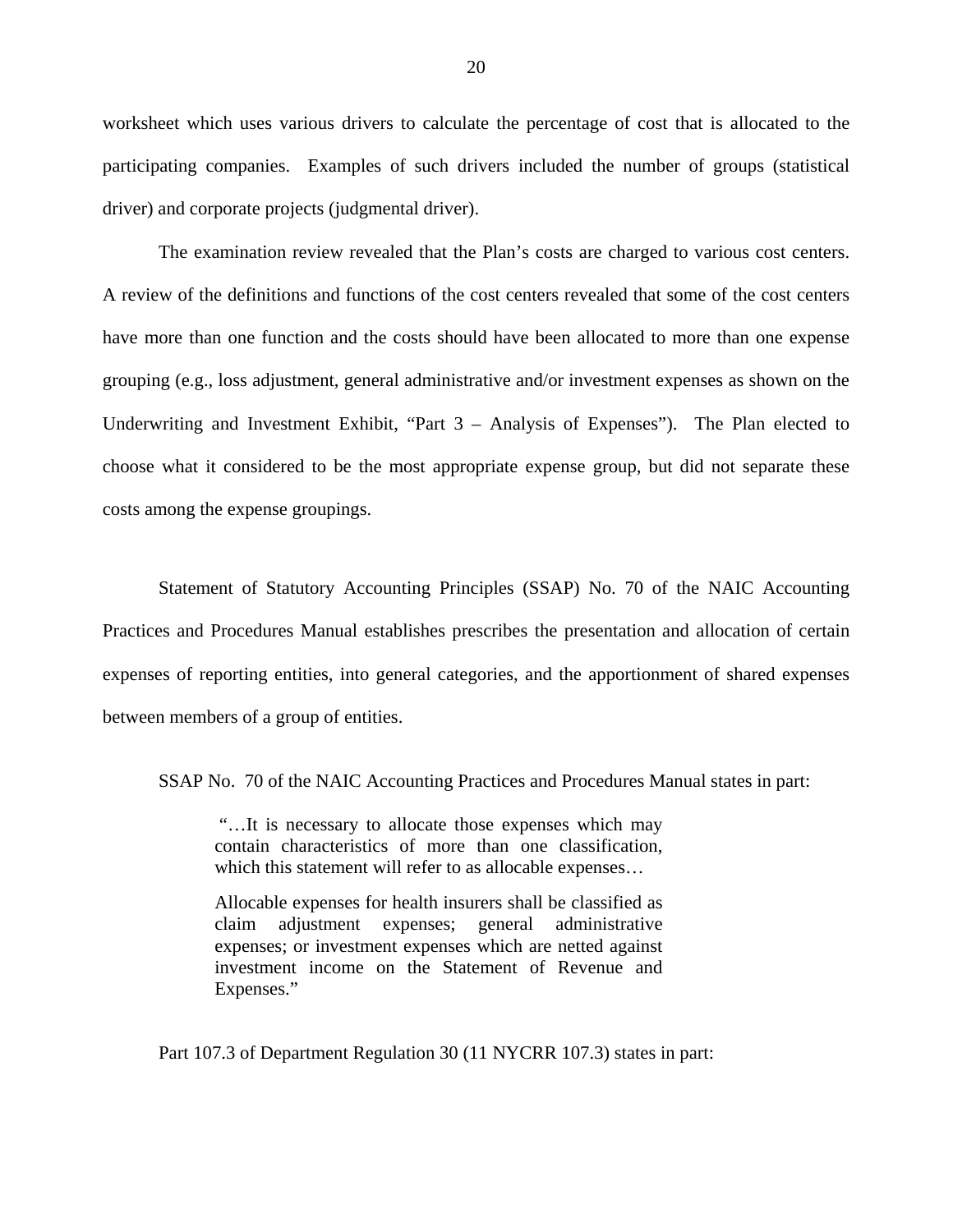worksheet which uses various drivers to calculate the percentage of cost that is allocated to the participating companies. Examples of such drivers included the number of groups (statistical driver) and corporate projects (judgmental driver).

The examination review revealed that the Plan's costs are charged to various cost centers. A review of the definitions and functions of the cost centers revealed that some of the cost centers have more than one function and the costs should have been allocated to more than one expense grouping (e.g., loss adjustment, general administrative and/or investment expenses as shown on the Underwriting and Investment Exhibit, "Part 3 – Analysis of Expenses"). The Plan elected to choose what it considered to be the most appropriate expense group, but did not separate these costs among the expense groupings.

Statement of Statutory Accounting Principles (SSAP) No. 70 of the NAIC Accounting Practices and Procedures Manual establishes prescribes the presentation and allocation of certain expenses of reporting entities, into general categories, and the apportionment of shared expenses between members of a group of entities.

SSAP No. 70 of the NAIC Accounting Practices and Procedures Manual states in part:

> "…It is necessary to allocate those expenses which may contain characteristics of more than one classification, which this statement will refer to as allocable expenses…
>
> Allocable expenses for health insurers shall be classified as claim adjustment expenses; general administrative expenses; or investment expenses which are netted against investment income on the Statement of Revenue and Expenses."

Part 107.3 of Department Regulation 30 (11 NYCRR 107.3) states in part: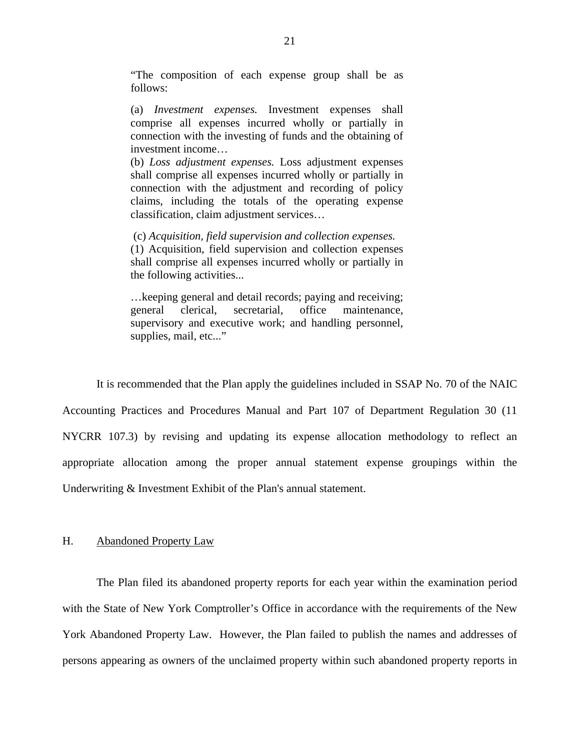> "The composition of each expense group shall be as follows:
>
> (a) *Investment expenses.* Investment expenses shall comprise all expenses incurred wholly or partially in connection with the investing of funds and the obtaining of investment income…
> (b) *Loss adjustment expenses.* Loss adjustment expenses shall comprise all expenses incurred wholly or partially in connection with the adjustment and recording of policy claims, including the totals of the operating expense classification, claim adjustment services…
>
> (c) *Acquisition, field supervision and collection expenses.*
> (1) Acquisition, field supervision and collection expenses shall comprise all expenses incurred wholly or partially in the following activities...
>
> …keeping general and detail records; paying and receiving; general clerical, secretarial, office maintenance, supervisory and executive work; and handling personnel, supplies, mail, etc..."

It is recommended that the Plan apply the guidelines included in SSAP No. 70 of the NAIC Accounting Practices and Procedures Manual and Part 107 of Department Regulation 30 (11 NYCRR 107.3) by revising and updating its expense allocation methodology to reflect an appropriate allocation among the proper annual statement expense groupings within the Underwriting & Investment Exhibit of the Plan's annual statement.

## H. Abandoned Property Law

The Plan filed its abandoned property reports for each year within the examination period with the State of New York Comptroller's Office in accordance with the requirements of the New York Abandoned Property Law. However, the Plan failed to publish the names and addresses of persons appearing as owners of the unclaimed property within such abandoned property reports in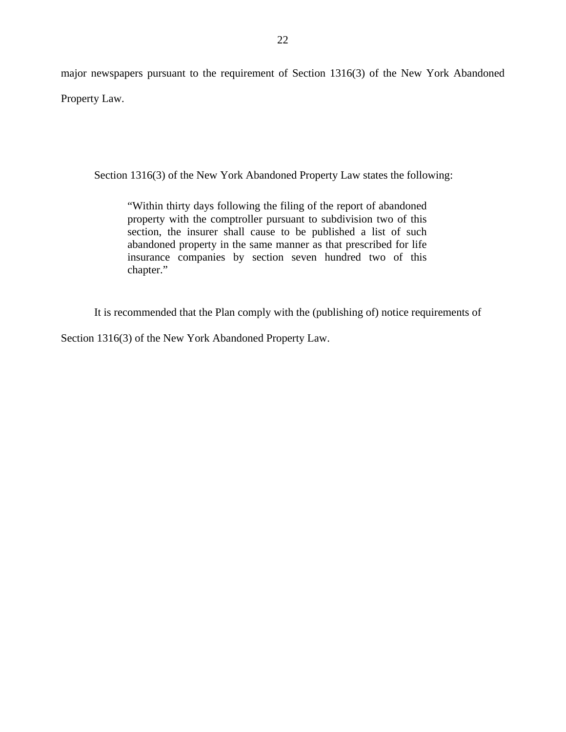major newspapers pursuant to the requirement of Section 1316(3) of the New York Abandoned Property Law.

Section 1316(3) of the New York Abandoned Property Law states the following:

> "Within thirty days following the filing of the report of abandoned property with the comptroller pursuant to subdivision two of this section, the insurer shall cause to be published a list of such abandoned property in the same manner as that prescribed for life insurance companies by section seven hundred two of this chapter."

It is recommended that the Plan comply with the (publishing of) notice requirements of Section 1316(3) of the New York Abandoned Property Law.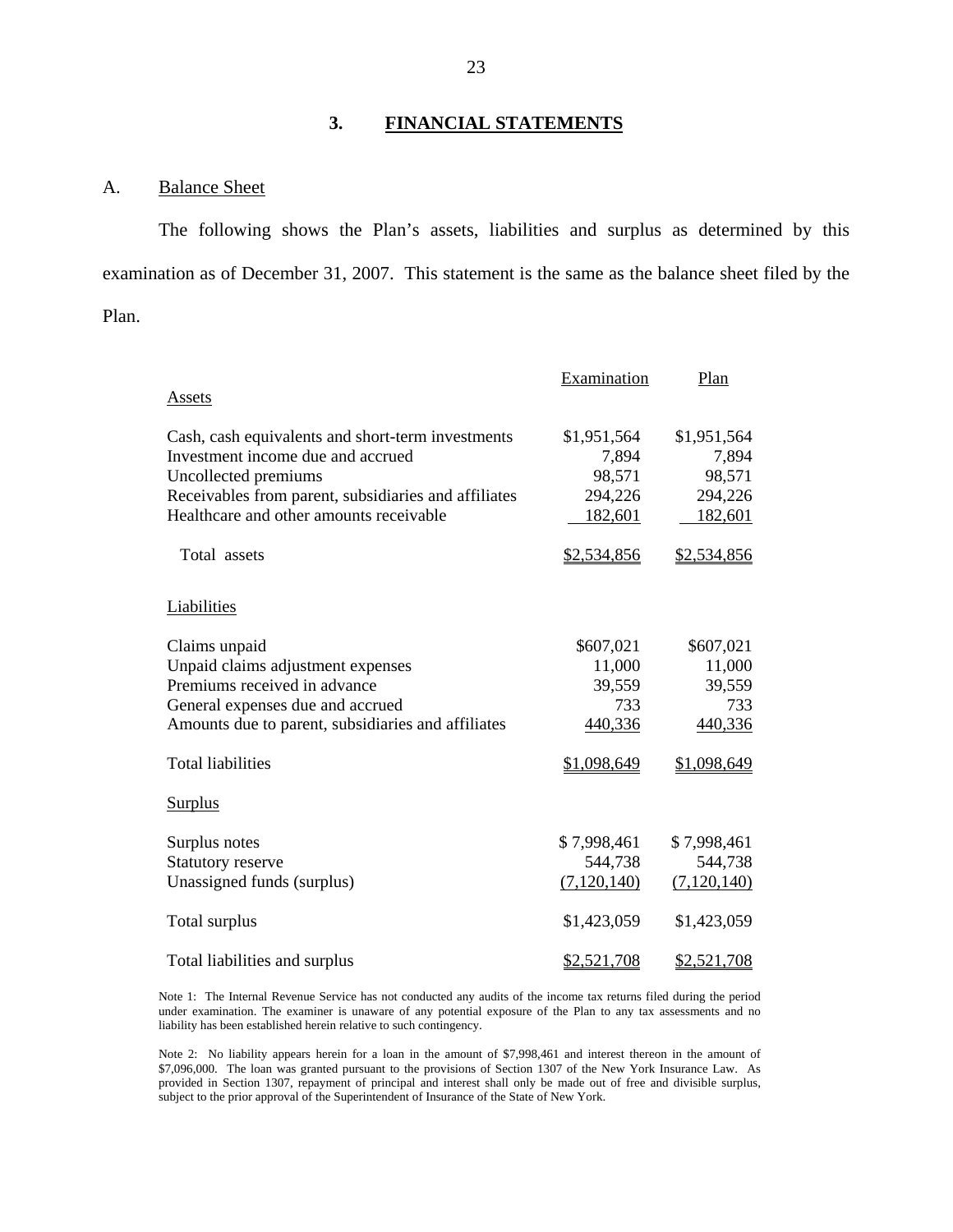## 3. FINANCIAL STATEMENTS

### A. Balance Sheet

The following shows the Plan's assets, liabilities and surplus as determined by this examination as of December 31, 2007. This statement is the same as the balance sheet filed by the Plan.

| | Examination | Plan |
|---|---|---|
| **Assets** | | |
| Cash, cash equivalents and short-term investments | $1,951,564 | $1,951,564 |
| Investment income due and accrued | 7,894 | 7,894 |
| Uncollected premiums | 98,571 | 98,571 |
| Receivables from parent, subsidiaries and affiliates | 294,226 | 294,226 |
| Healthcare and other amounts receivable | 182,601 | 182,601 |
| Total assets | $2,534,856 | $2,534,856 |
| **Liabilities** | | |
| Claims unpaid | $607,021 | $607,021 |
| Unpaid claims adjustment expenses | 11,000 | 11,000 |
| Premiums received in advance | 39,559 | 39,559 |
| General expenses due and accrued | 733 | 733 |
| Amounts due to parent, subsidiaries and affiliates | 440,336 | 440,336 |
| Total liabilities | $1,098,649 | $1,098,649 |
| **Surplus** | | |
| Surplus notes | $ 7,998,461 | $ 7,998,461 |
| Statutory reserve | 544,738 | 544,738 |
| Unassigned funds (surplus) | (7,120,140) | (7,120,140) |
| Total surplus | $1,423,059 | $1,423,059 |
| Total liabilities and surplus | $2,521,708 | $2,521,708 |

Note 1: The Internal Revenue Service has not conducted any audits of the income tax returns filed during the period under examination. The examiner is unaware of any potential exposure of the Plan to any tax assessments and no liability has been established herein relative to such contingency.

Note 2: No liability appears herein for a loan in the amount of $7,998,461 and interest thereon in the amount of $7,096,000. The loan was granted pursuant to the provisions of Section 1307 of the New York Insurance Law. As provided in Section 1307, repayment of principal and interest shall only be made out of free and divisible surplus, subject to the prior approval of the Superintendent of Insurance of the State of New York.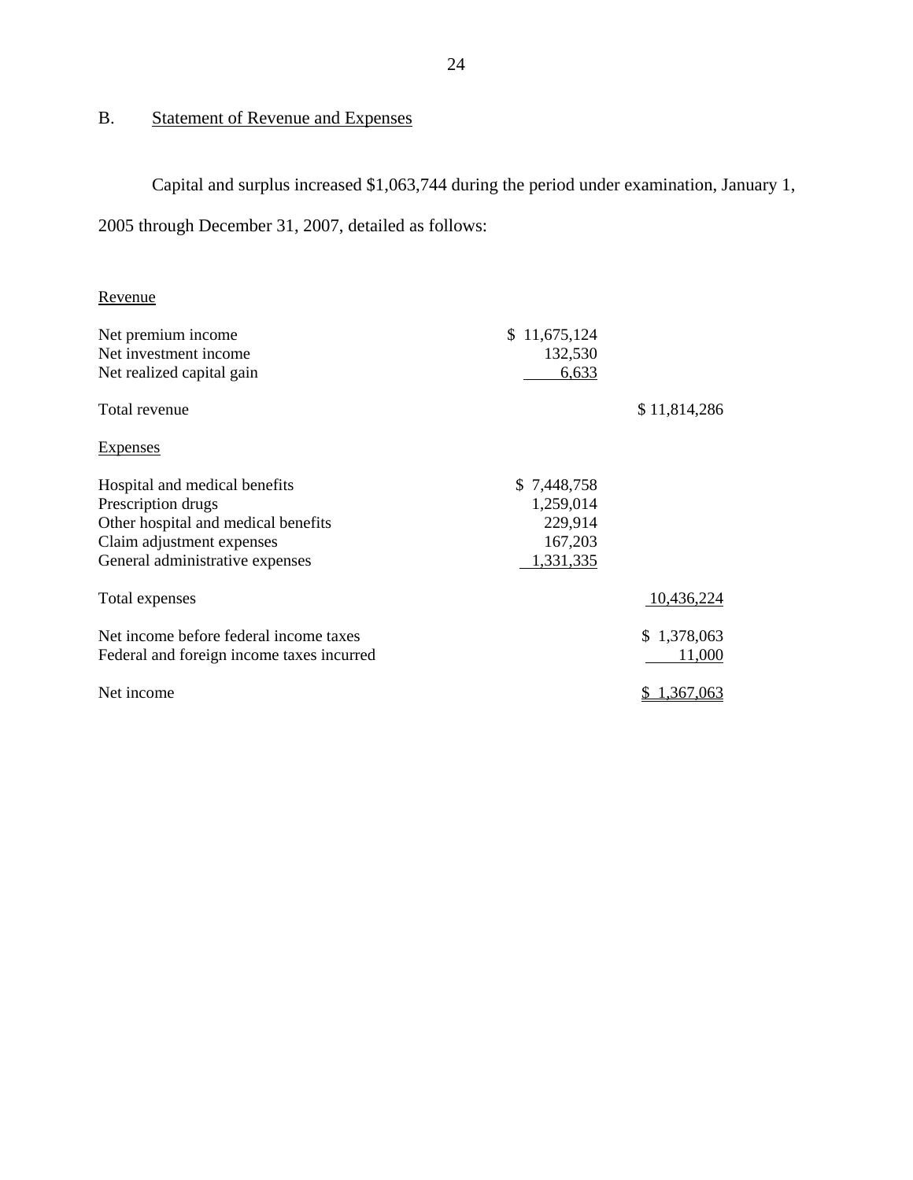## B. Statement of Revenue and Expenses

Capital and surplus increased $1,063,744 during the period under examination, January 1, 2005 through December 31, 2007, detailed as follows:

| | | |
|---|---|---|
| Revenue | | |
| Net premium income | $ 11,675,124 | |
| Net investment income | 132,530 | |
| Net realized capital gain | 6,633 | |
| Total revenue | | $ 11,814,286 |
| Expenses | | |
| Hospital and medical benefits | $ 7,448,758 | |
| Prescription drugs | 1,259,014 | |
| Other hospital and medical benefits | 229,914 | |
| Claim adjustment expenses | 167,203 | |
| General administrative expenses | 1,331,335 | |
| Total expenses | | 10,436,224 |
| Net income before federal income taxes | | $ 1,378,063 |
| Federal and foreign income taxes incurred | | 11,000 |
| Net income | | $ 1,367,063 |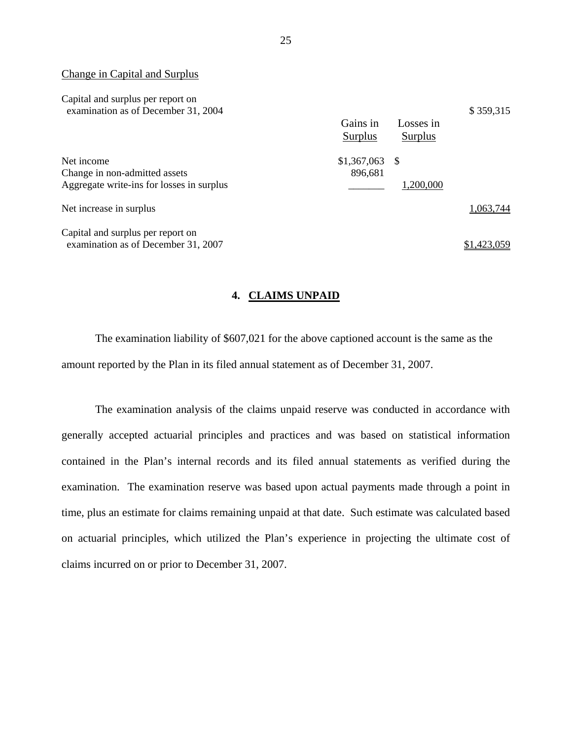Change in Capital and Surplus

| | Gains in Surplus | Losses in Surplus | |
|---|---|---|---|
| Capital and surplus per report on examination as of December 31, 2004 | | | $ 359,315 |
| Net income | $1,367,063 | $ | |
| Change in non-admitted assets | 896,681 | | |
| Aggregate write-ins for losses in surplus | _______ | 1,200,000 | |
| Net increase in surplus | | | 1,063,744 |
| Capital and surplus per report on examination as of December 31, 2007 | | | $1,423,059 |

## 4. CLAIMS UNPAID

The examination liability of $607,021 for the above captioned account is the same as the amount reported by the Plan in its filed annual statement as of December 31, 2007.

The examination analysis of the claims unpaid reserve was conducted in accordance with generally accepted actuarial principles and practices and was based on statistical information contained in the Plan's internal records and its filed annual statements as verified during the examination. The examination reserve was based upon actual payments made through a point in time, plus an estimate for claims remaining unpaid at that date. Such estimate was calculated based on actuarial principles, which utilized the Plan's experience in projecting the ultimate cost of claims incurred on or prior to December 31, 2007.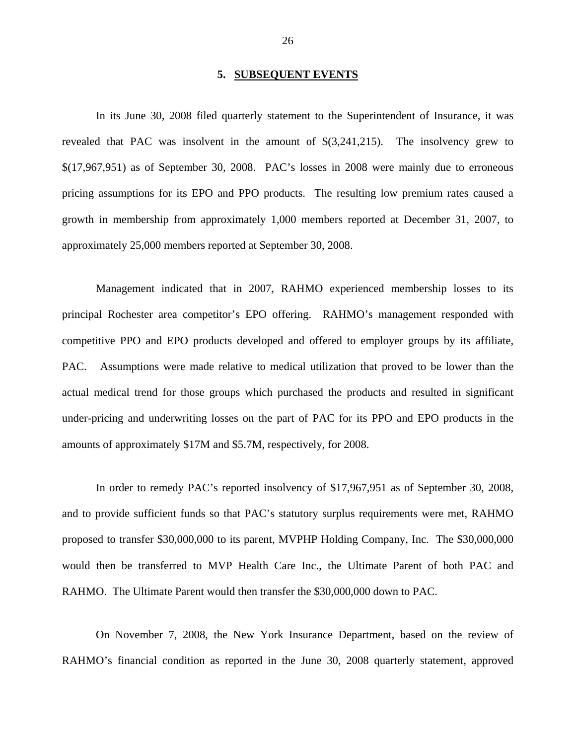## 5. SUBSEQUENT EVENTS

In its June 30, 2008 filed quarterly statement to the Superintendent of Insurance, it was revealed that PAC was insolvent in the amount of $(3,241,215). The insolvency grew to $(17,967,951) as of September 30, 2008. PAC's losses in 2008 were mainly due to erroneous pricing assumptions for its EPO and PPO products. The resulting low premium rates caused a growth in membership from approximately 1,000 members reported at December 31, 2007, to approximately 25,000 members reported at September 30, 2008.

Management indicated that in 2007, RAHMO experienced membership losses to its principal Rochester area competitor's EPO offering. RAHMO's management responded with competitive PPO and EPO products developed and offered to employer groups by its affiliate, PAC. Assumptions were made relative to medical utilization that proved to be lower than the actual medical trend for those groups which purchased the products and resulted in significant under-pricing and underwriting losses on the part of PAC for its PPO and EPO products in the amounts of approximately $17M and $5.7M, respectively, for 2008.

In order to remedy PAC's reported insolvency of $17,967,951 as of September 30, 2008, and to provide sufficient funds so that PAC's statutory surplus requirements were met, RAHMO proposed to transfer $30,000,000 to its parent, MVPHP Holding Company, Inc. The $30,000,000 would then be transferred to MVP Health Care Inc., the Ultimate Parent of both PAC and RAHMO. The Ultimate Parent would then transfer the $30,000,000 down to PAC.

On November 7, 2008, the New York Insurance Department, based on the review of RAHMO's financial condition as reported in the June 30, 2008 quarterly statement, approved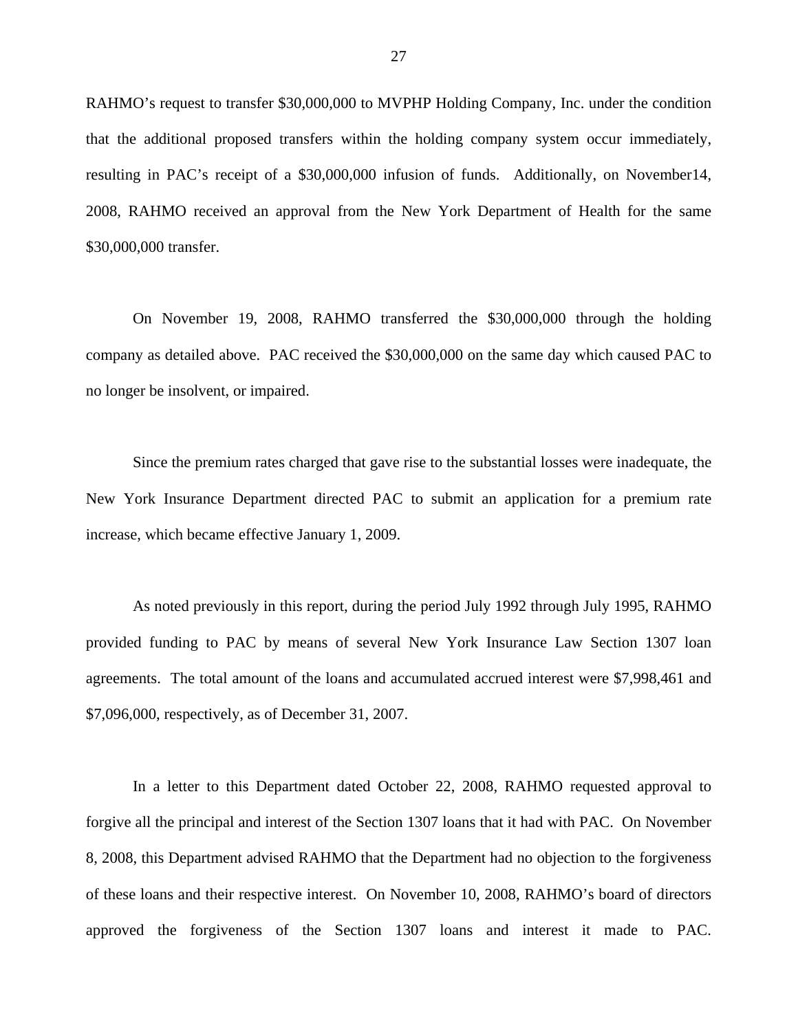RAHMO's request to transfer $30,000,000 to MVPHP Holding Company, Inc. under the condition that the additional proposed transfers within the holding company system occur immediately, resulting in PAC's receipt of a $30,000,000 infusion of funds. Additionally, on November14, 2008, RAHMO received an approval from the New York Department of Health for the same $30,000,000 transfer.

On November 19, 2008, RAHMO transferred the $30,000,000 through the holding company as detailed above. PAC received the $30,000,000 on the same day which caused PAC to no longer be insolvent, or impaired.

Since the premium rates charged that gave rise to the substantial losses were inadequate, the New York Insurance Department directed PAC to submit an application for a premium rate increase, which became effective January 1, 2009.

As noted previously in this report, during the period July 1992 through July 1995, RAHMO provided funding to PAC by means of several New York Insurance Law Section 1307 loan agreements. The total amount of the loans and accumulated accrued interest were $7,998,461 and $7,096,000, respectively, as of December 31, 2007.

In a letter to this Department dated October 22, 2008, RAHMO requested approval to forgive all the principal and interest of the Section 1307 loans that it had with PAC. On November 8, 2008, this Department advised RAHMO that the Department had no objection to the forgiveness of these loans and their respective interest. On November 10, 2008, RAHMO's board of directors approved the forgiveness of the Section 1307 loans and interest it made to PAC.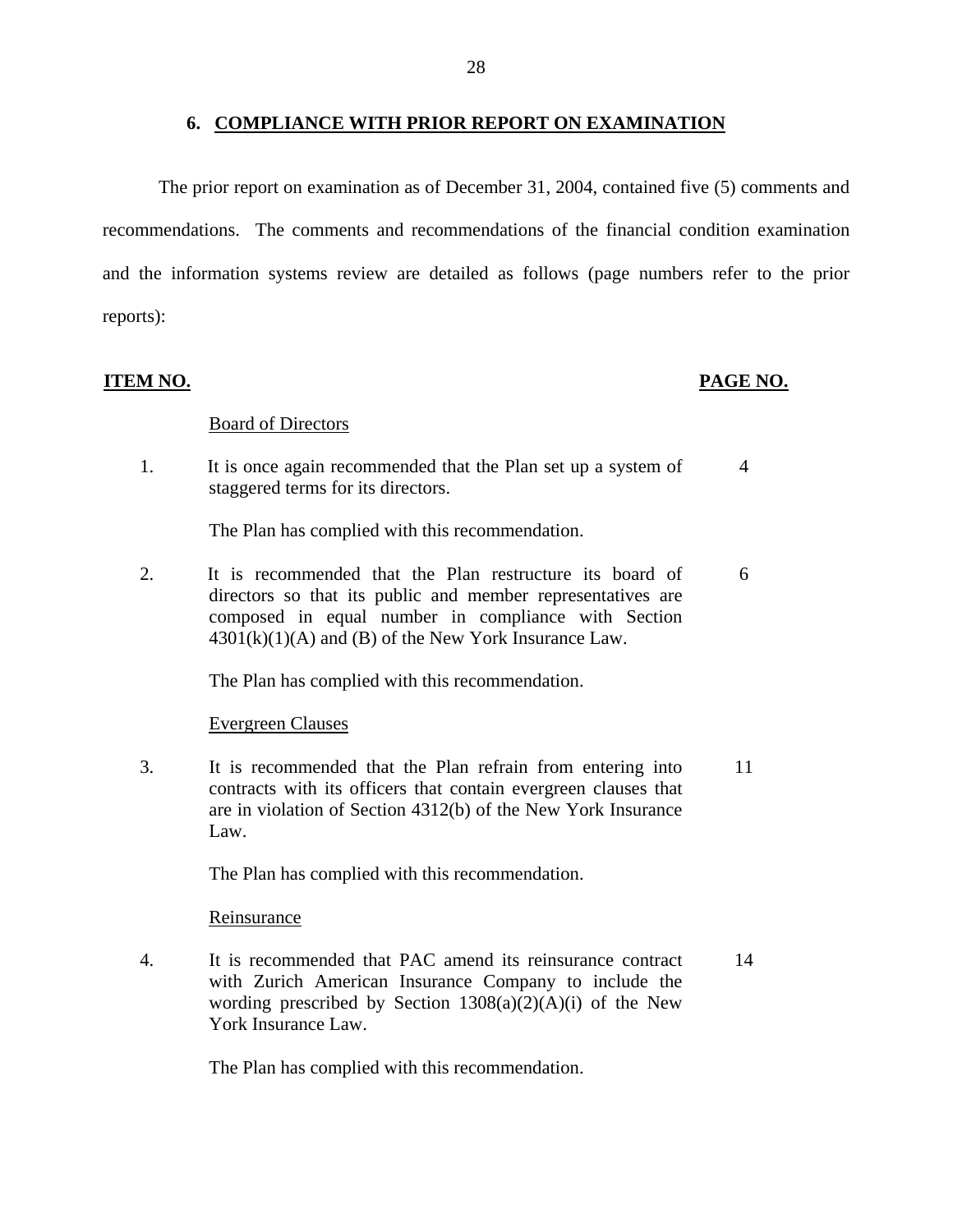## 6. COMPLIANCE WITH PRIOR REPORT ON EXAMINATION

The prior report on examination as of December 31, 2004, contained five (5) comments and recommendations. The comments and recommendations of the financial condition examination and the information systems review are detailed as follows (page numbers refer to the prior reports):

| ITEM NO. | | PAGE NO. |
|---|---|---|
| | Board of Directors | |
| 1. | It is once again recommended that the Plan set up a system of staggered terms for its directors. | 4 |
| | The Plan has complied with this recommendation. | |
| 2. | It is recommended that the Plan restructure its board of directors so that its public and member representatives are composed in equal number in compliance with Section 4301(k)(1)(A) and (B) of the New York Insurance Law. | 6 |
| | The Plan has complied with this recommendation. | |
| | Evergreen Clauses | |
| 3. | It is recommended that the Plan refrain from entering into contracts with its officers that contain evergreen clauses that are in violation of Section 4312(b) of the New York Insurance Law. | 11 |
| | The Plan has complied with this recommendation. | |
| | Reinsurance | |
| 4. | It is recommended that PAC amend its reinsurance contract with Zurich American Insurance Company to include the wording prescribed by Section 1308(a)(2)(A)(i) of the New York Insurance Law. | 14 |
| | The Plan has complied with this recommendation. | |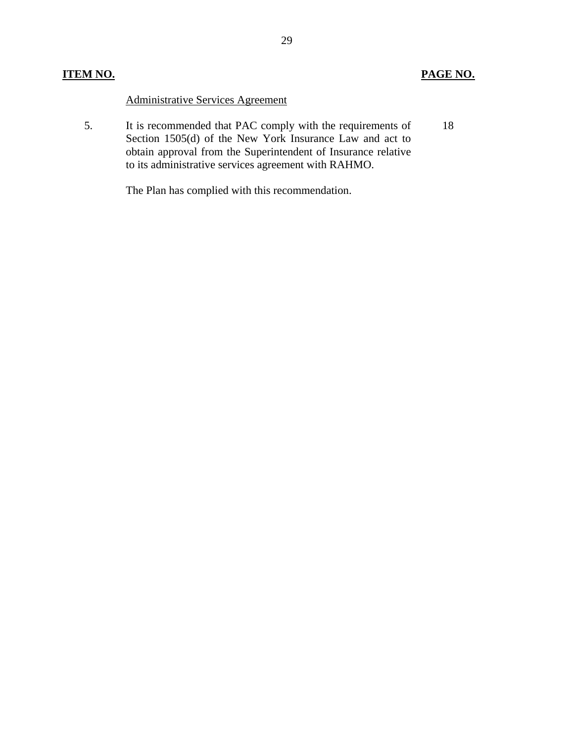| ITEM NO. | | PAGE NO. |
|---|---|---|
| | Administrative Services Agreement | |
| 5. | It is recommended that PAC comply with the requirements of Section 1505(d) of the New York Insurance Law and act to obtain approval from the Superintendent of Insurance relative to its administrative services agreement with RAHMO.<br><br>The Plan has complied with this recommendation. | 18 |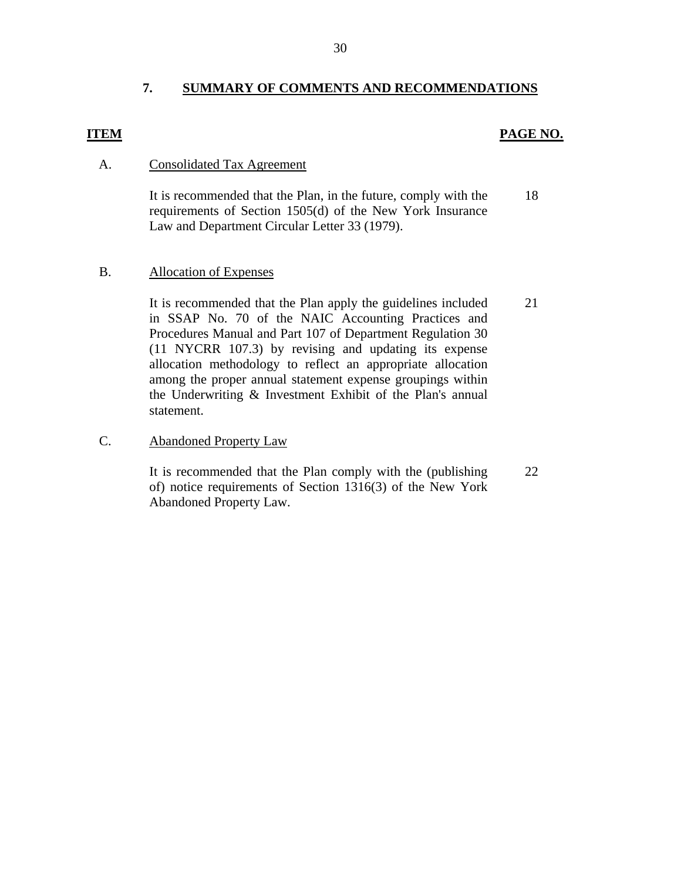## 7. SUMMARY OF COMMENTS AND RECOMMENDATIONS

| ITEM | | PAGE NO. |
|---|---|---|
| A. | Consolidated Tax Agreement | |
| | It is recommended that the Plan, in the future, comply with the requirements of Section 1505(d) of the New York Insurance Law and Department Circular Letter 33 (1979). | 18 |
| B. | Allocation of Expenses | |
| | It is recommended that the Plan apply the guidelines included in SSAP No. 70 of the NAIC Accounting Practices and Procedures Manual and Part 107 of Department Regulation 30 (11 NYCRR 107.3) by revising and updating its expense allocation methodology to reflect an appropriate allocation among the proper annual statement expense groupings within the Underwriting & Investment Exhibit of the Plan's annual statement. | 21 |
| C. | Abandoned Property Law | |
| | It is recommended that the Plan comply with the (publishing of) notice requirements of Section 1316(3) of the New York Abandoned Property Law. | 22 |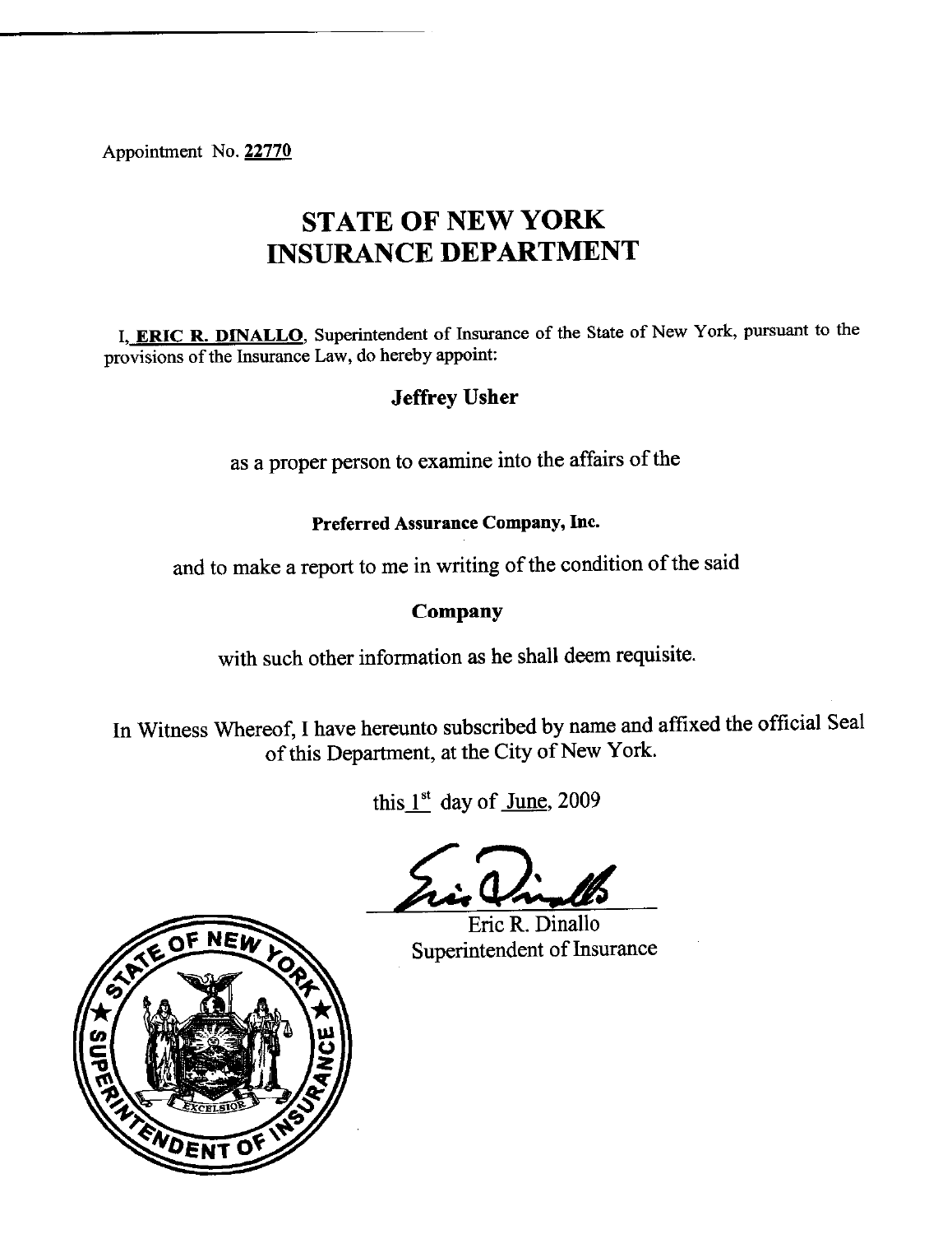Appointment No. **22770**

# STATE OF NEW YORK
# INSURANCE DEPARTMENT

I, **ERIC R. DINALLO**, Superintendent of Insurance of the State of New York, pursuant to the provisions of the Insurance Law, do hereby appoint:

**Jeffrey Usher**

as a proper person to examine into the affairs of the

**Preferred Assurance Company, Inc.**

and to make a report to me in writing of the condition of the said

**Company**

with such other information as he shall deem requisite.

In Witness Whereof, I have hereunto subscribed by name and affixed the official Seal of this Department, at the City of New York.

this 1st day of June, 2009

Eric R. Dinallo
Superintendent of Insurance

STATE OF NEW YORK SUPERINTENDENT OF INSURANCE
EXCELSIOR